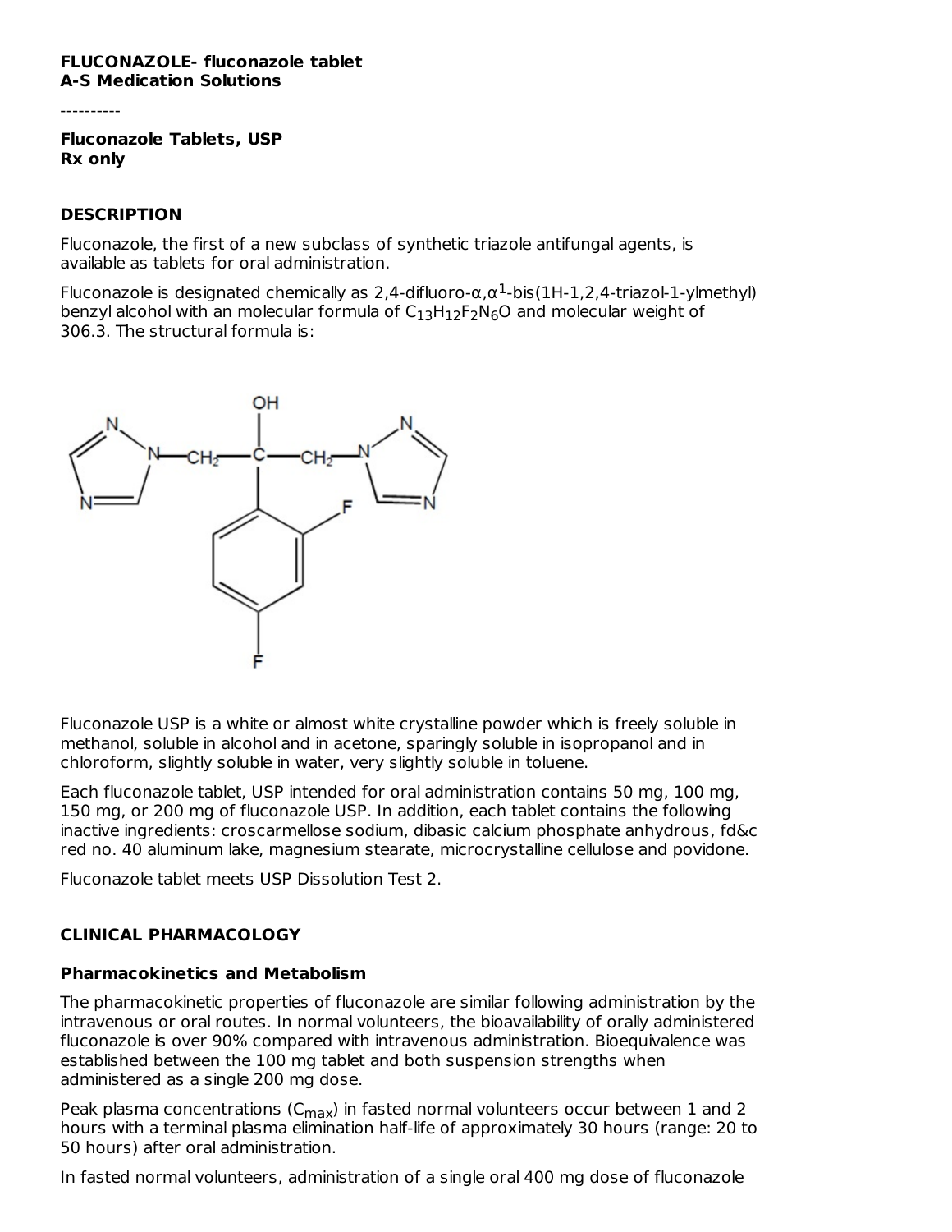**FLUCONAZOLE- fluconazole tablet**
**A-S Medication Solutions**

----------

**Fluconazole Tablets, USP**
**Rx only**

## DESCRIPTION

Fluconazole, the first of a new subclass of synthetic triazole antifungal agents, is available as tablets for oral administration.

Fluconazole is designated chemically as 2,4-difluoro-α,α$^1$-bis(1H-1,2,4-triazol-1-ylmethyl) benzyl alcohol with an molecular formula of $C_{13}H_{12}F_2N_6O$ and molecular weight of 306.3. The structural formula is:

Fluconazole USP is a white or almost white crystalline powder which is freely soluble in methanol, soluble in alcohol and in acetone, sparingly soluble in isopropanol and in chloroform, slightly soluble in water, very slightly soluble in toluene.

Each fluconazole tablet, USP intended for oral administration contains 50 mg, 100 mg, 150 mg, or 200 mg of fluconazole USP. In addition, each tablet contains the following inactive ingredients: croscarmellose sodium, dibasic calcium phosphate anhydrous, fd&c red no. 40 aluminum lake, magnesium stearate, microcrystalline cellulose and povidone.

Fluconazole tablet meets USP Dissolution Test 2.

## CLINICAL PHARMACOLOGY

### Pharmacokinetics and Metabolism

The pharmacokinetic properties of fluconazole are similar following administration by the intravenous or oral routes. In normal volunteers, the bioavailability of orally administered fluconazole is over 90% compared with intravenous administration. Bioequivalence was established between the 100 mg tablet and both suspension strengths when administered as a single 200 mg dose.

Peak plasma concentrations ($C_{max}$) in fasted normal volunteers occur between 1 and 2 hours with a terminal plasma elimination half-life of approximately 30 hours (range: 20 to 50 hours) after oral administration.

In fasted normal volunteers, administration of a single oral 400 mg dose of fluconazole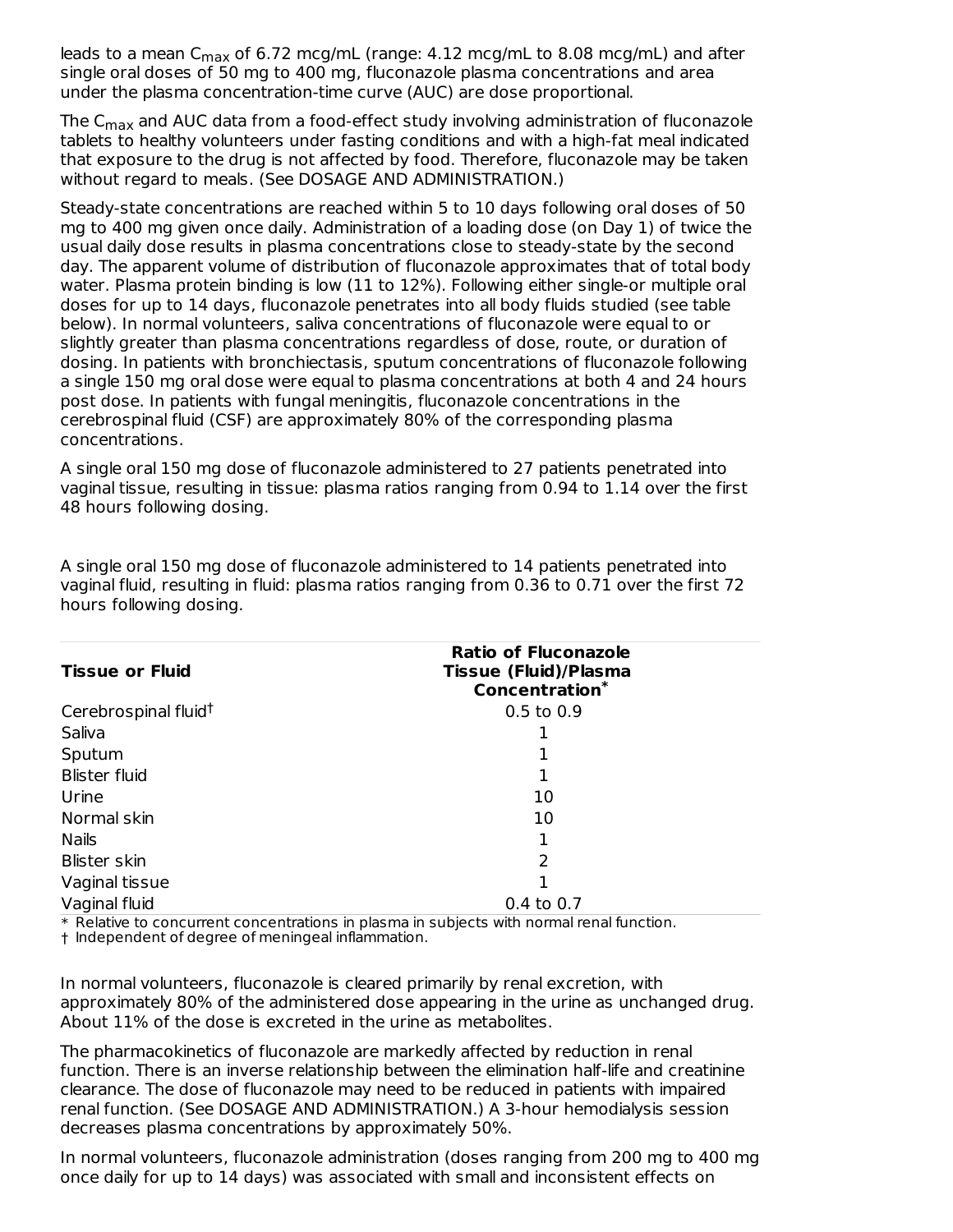leads to a mean $C_{max}$ of 6.72 mcg/mL (range: 4.12 mcg/mL to 8.08 mcg/mL) and after single oral doses of 50 mg to 400 mg, fluconazole plasma concentrations and area under the plasma concentration-time curve (AUC) are dose proportional.

The $C_{max}$ and AUC data from a food-effect study involving administration of fluconazole tablets to healthy volunteers under fasting conditions and with a high-fat meal indicated that exposure to the drug is not affected by food. Therefore, fluconazole may be taken without regard to meals. (See DOSAGE AND ADMINISTRATION.)

Steady-state concentrations are reached within 5 to 10 days following oral doses of 50 mg to 400 mg given once daily. Administration of a loading dose (on Day 1) of twice the usual daily dose results in plasma concentrations close to steady-state by the second day. The apparent volume of distribution of fluconazole approximates that of total body water. Plasma protein binding is low (11 to 12%). Following either single-or multiple oral doses for up to 14 days, fluconazole penetrates into all body fluids studied (see table below). In normal volunteers, saliva concentrations of fluconazole were equal to or slightly greater than plasma concentrations regardless of dose, route, or duration of dosing. In patients with bronchiectasis, sputum concentrations of fluconazole following a single 150 mg oral dose were equal to plasma concentrations at both 4 and 24 hours post dose. In patients with fungal meningitis, fluconazole concentrations in the cerebrospinal fluid (CSF) are approximately 80% of the corresponding plasma concentrations.

A single oral 150 mg dose of fluconazole administered to 27 patients penetrated into vaginal tissue, resulting in tissue: plasma ratios ranging from 0.94 to 1.14 over the first 48 hours following dosing.

A single oral 150 mg dose of fluconazole administered to 14 patients penetrated into vaginal fluid, resulting in fluid: plasma ratios ranging from 0.36 to 0.71 over the first 72 hours following dosing.

| **Tissue or Fluid** | **Ratio of Fluconazole Tissue (Fluid)/Plasma Concentration*** |
|---|---|
| Cerebrospinal fluid† | 0.5 to 0.9 |
| Saliva | 1 |
| Sputum | 1 |
| Blister fluid | 1 |
| Urine | 10 |
| Normal skin | 10 |
| Nails | 1 |
| Blister skin | 2 |
| Vaginal tissue | 1 |
| Vaginal fluid | 0.4 to 0.7 |

\* Relative to concurrent concentrations in plasma in subjects with normal renal function.
† Independent of degree of meningeal inflammation.

In normal volunteers, fluconazole is cleared primarily by renal excretion, with approximately 80% of the administered dose appearing in the urine as unchanged drug. About 11% of the dose is excreted in the urine as metabolites.

The pharmacokinetics of fluconazole are markedly affected by reduction in renal function. There is an inverse relationship between the elimination half-life and creatinine clearance. The dose of fluconazole may need to be reduced in patients with impaired renal function. (See DOSAGE AND ADMINISTRATION.) A 3-hour hemodialysis session decreases plasma concentrations by approximately 50%.

In normal volunteers, fluconazole administration (doses ranging from 200 mg to 400 mg once daily for up to 14 days) was associated with small and inconsistent effects on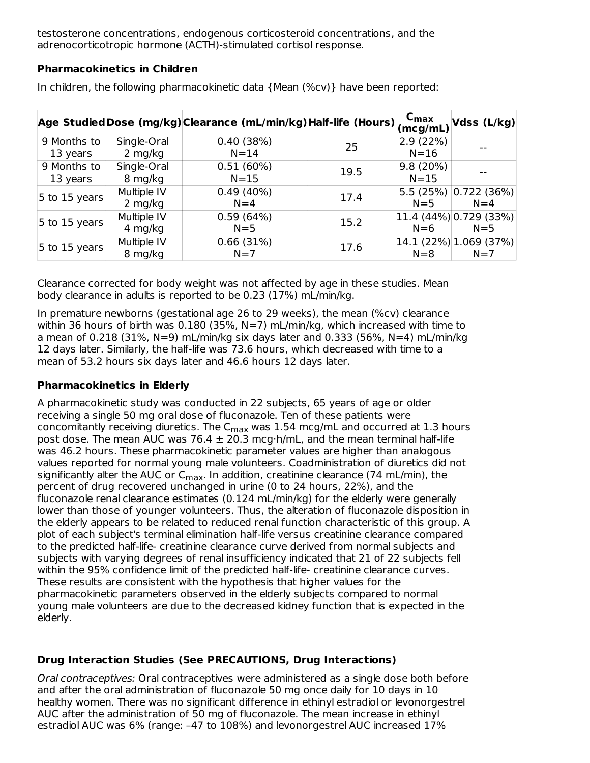testosterone concentrations, endogenous corticosteroid concentrations, and the adrenocorticotropic hormone (ACTH)-stimulated cortisol response.

**Pharmacokinetics in Children**

In children, the following pharmacokinetic data {Mean (%cv)} have been reported:

| Age Studied | Dose (mg/kg) | Clearance (mL/min/kg) | Half-life (Hours) | $C_{max}$ (mcg/mL) | Vdss (L/kg) |
|---|---|---|---|---|---|
| 9 Months to 13 years | Single-Oral 2 mg/kg | 0.40 (38%) N=14 | 25 | 2.9 (22%) N=16 | -- |
| 9 Months to 13 years | Single-Oral 8 mg/kg | 0.51 (60%) N=15 | 19.5 | 9.8 (20%) N=15 | -- |
| 5 to 15 years | Multiple IV 2 mg/kg | 0.49 (40%) N=4 | 17.4 | 5.5 (25%) N=5 | 0.722 (36%) N=4 |
| 5 to 15 years | Multiple IV 4 mg/kg | 0.59 (64%) N=5 | 15.2 | 11.4 (44%) N=6 | 0.729 (33%) N=5 |
| 5 to 15 years | Multiple IV 8 mg/kg | 0.66 (31%) N=7 | 17.6 | 14.1 (22%) N=8 | 1.069 (37%) N=7 |

Clearance corrected for body weight was not affected by age in these studies. Mean body clearance in adults is reported to be 0.23 (17%) mL/min/kg.

In premature newborns (gestational age 26 to 29 weeks), the mean (%cv) clearance within 36 hours of birth was 0.180 (35%, N=7) mL/min/kg, which increased with time to a mean of 0.218 (31%, N=9) mL/min/kg six days later and 0.333 (56%, N=4) mL/min/kg 12 days later. Similarly, the half-life was 73.6 hours, which decreased with time to a mean of 53.2 hours six days later and 46.6 hours 12 days later.

**Pharmacokinetics in Elderly**

A pharmacokinetic study was conducted in 22 subjects, 65 years of age or older receiving a single 50 mg oral dose of fluconazole. Ten of these patients were concomitantly receiving diuretics. The $C_{max}$ was 1.54 mcg/mL and occurred at 1.3 hours post dose. The mean AUC was 76.4 ± 20.3 mcg·h/mL, and the mean terminal half-life was 46.2 hours. These pharmacokinetic parameter values are higher than analogous values reported for normal young male volunteers. Coadministration of diuretics did not significantly alter the AUC or $C_{max}$. In addition, creatinine clearance (74 mL/min), the percent of drug recovered unchanged in urine (0 to 24 hours, 22%), and the fluconazole renal clearance estimates (0.124 mL/min/kg) for the elderly were generally lower than those of younger volunteers. Thus, the alteration of fluconazole disposition in the elderly appears to be related to reduced renal function characteristic of this group. A plot of each subject's terminal elimination half-life versus creatinine clearance compared to the predicted half-life- creatinine clearance curve derived from normal subjects and subjects with varying degrees of renal insufficiency indicated that 21 of 22 subjects fell within the 95% confidence limit of the predicted half-life- creatinine clearance curves. These results are consistent with the hypothesis that higher values for the pharmacokinetic parameters observed in the elderly subjects compared to normal young male volunteers are due to the decreased kidney function that is expected in the elderly.

**Drug Interaction Studies (See PRECAUTIONS, Drug Interactions)**

*Oral contraceptives:* Oral contraceptives were administered as a single dose both before and after the oral administration of fluconazole 50 mg once daily for 10 days in 10 healthy women. There was no significant difference in ethinyl estradiol or levonorgestrel AUC after the administration of 50 mg of fluconazole. The mean increase in ethinyl estradiol AUC was 6% (range: –47 to 108%) and levonorgestrel AUC increased 17%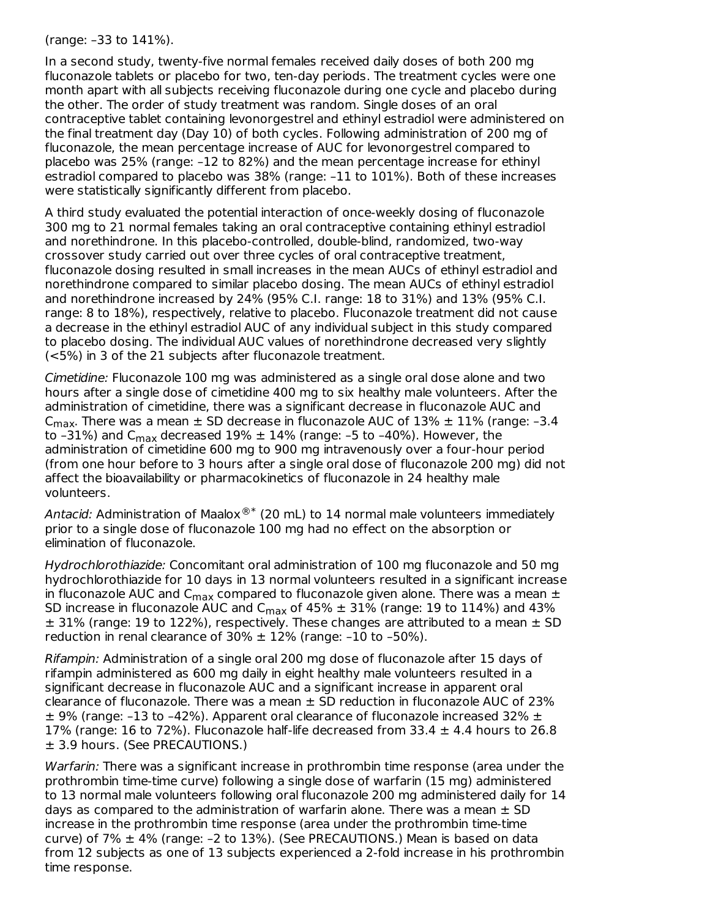(range: –33 to 141%).

In a second study, twenty-five normal females received daily doses of both 200 mg fluconazole tablets or placebo for two, ten-day periods. The treatment cycles were one month apart with all subjects receiving fluconazole during one cycle and placebo during the other. The order of study treatment was random. Single doses of an oral contraceptive tablet containing levonorgestrel and ethinyl estradiol were administered on the final treatment day (Day 10) of both cycles. Following administration of 200 mg of fluconazole, the mean percentage increase of AUC for levonorgestrel compared to placebo was 25% (range: –12 to 82%) and the mean percentage increase for ethinyl estradiol compared to placebo was 38% (range: –11 to 101%). Both of these increases were statistically significantly different from placebo.

A third study evaluated the potential interaction of once-weekly dosing of fluconazole 300 mg to 21 normal females taking an oral contraceptive containing ethinyl estradiol and norethindrone. In this placebo-controlled, double-blind, randomized, two-way crossover study carried out over three cycles of oral contraceptive treatment, fluconazole dosing resulted in small increases in the mean AUCs of ethinyl estradiol and norethindrone compared to similar placebo dosing. The mean AUCs of ethinyl estradiol and norethindrone increased by 24% (95% C.I. range: 18 to 31%) and 13% (95% C.I. range: 8 to 18%), respectively, relative to placebo. Fluconazole treatment did not cause a decrease in the ethinyl estradiol AUC of any individual subject in this study compared to placebo dosing. The individual AUC values of norethindrone decreased very slightly (<5%) in 3 of the 21 subjects after fluconazole treatment.

*Cimetidine:* Fluconazole 100 mg was administered as a single oral dose alone and two hours after a single dose of cimetidine 400 mg to six healthy male volunteers. After the administration of cimetidine, there was a significant decrease in fluconazole AUC and $C_{max}$. There was a mean ± SD decrease in fluconazole AUC of 13% ± 11% (range: –3.4 to –31%) and $C_{max}$ decreased 19% ± 14% (range: –5 to –40%). However, the administration of cimetidine 600 mg to 900 mg intravenously over a four-hour period (from one hour before to 3 hours after a single oral dose of fluconazole 200 mg) did not affect the bioavailability or pharmacokinetics of fluconazole in 24 healthy male volunteers.

*Antacid:* Administration of Maalox®* (20 mL) to 14 normal male volunteers immediately prior to a single dose of fluconazole 100 mg had no effect on the absorption or elimination of fluconazole.

*Hydrochlorothiazide:* Concomitant oral administration of 100 mg fluconazole and 50 mg hydrochlorothiazide for 10 days in 13 normal volunteers resulted in a significant increase in fluconazole AUC and $C_{max}$ compared to fluconazole given alone. There was a mean ± SD increase in fluconazole AUC and $C_{max}$ of 45% ± 31% (range: 19 to 114%) and 43% ± 31% (range: 19 to 122%), respectively. These changes are attributed to a mean ± SD reduction in renal clearance of 30% ± 12% (range: –10 to –50%).

*Rifampin:* Administration of a single oral 200 mg dose of fluconazole after 15 days of rifampin administered as 600 mg daily in eight healthy male volunteers resulted in a significant decrease in fluconazole AUC and a significant increase in apparent oral clearance of fluconazole. There was a mean ± SD reduction in fluconazole AUC of 23% ± 9% (range: –13 to –42%). Apparent oral clearance of fluconazole increased 32% ± 17% (range: 16 to 72%). Fluconazole half-life decreased from 33.4 ± 4.4 hours to 26.8 ± 3.9 hours. (See PRECAUTIONS.)

*Warfarin:* There was a significant increase in prothrombin time response (area under the prothrombin time-time curve) following a single dose of warfarin (15 mg) administered to 13 normal male volunteers following oral fluconazole 200 mg administered daily for 14 days as compared to the administration of warfarin alone. There was a mean ± SD increase in the prothrombin time response (area under the prothrombin time-time curve) of 7% ± 4% (range: –2 to 13%). (See PRECAUTIONS.) Mean is based on data from 12 subjects as one of 13 subjects experienced a 2-fold increase in his prothrombin time response.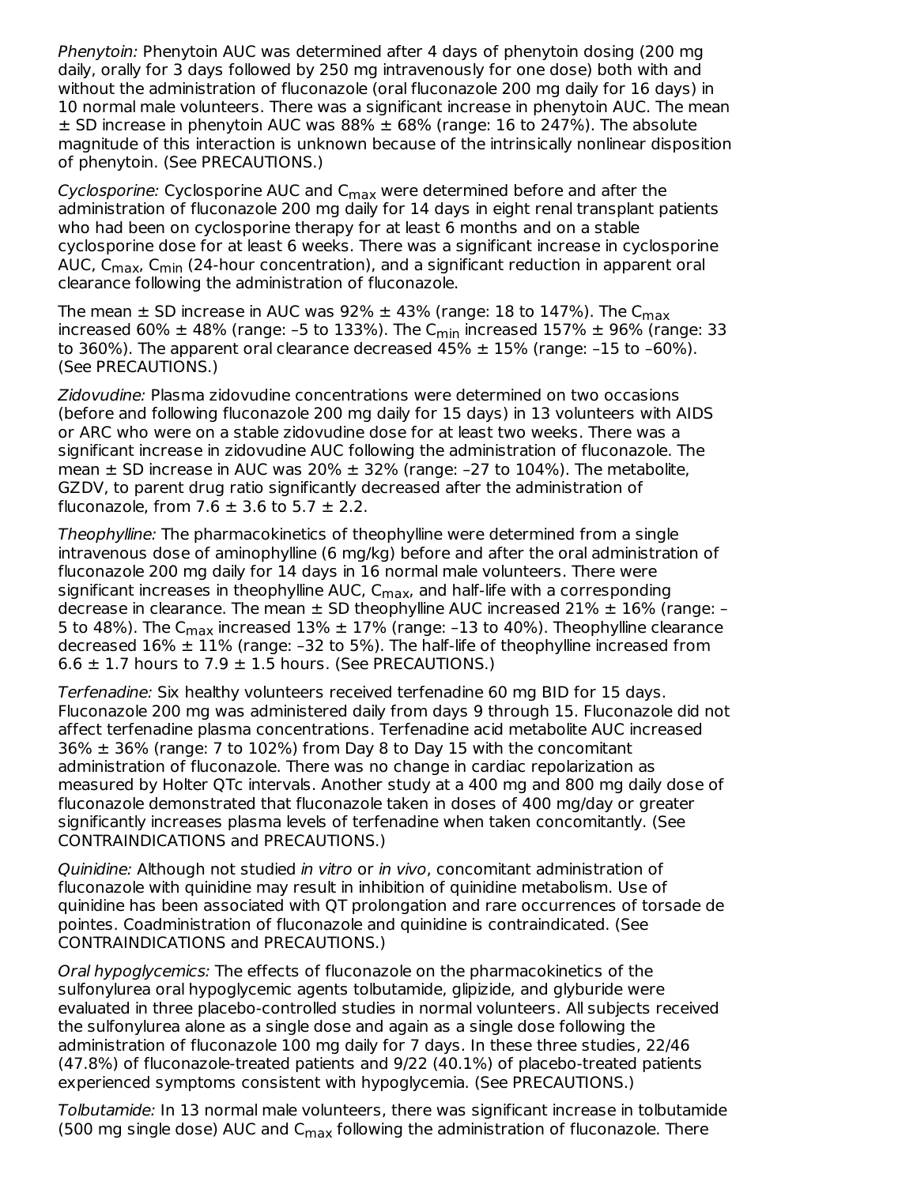*Phenytoin:* Phenytoin AUC was determined after 4 days of phenytoin dosing (200 mg daily, orally for 3 days followed by 250 mg intravenously for one dose) both with and without the administration of fluconazole (oral fluconazole 200 mg daily for 16 days) in 10 normal male volunteers. There was a significant increase in phenytoin AUC. The mean ± SD increase in phenytoin AUC was 88% ± 68% (range: 16 to 247%). The absolute magnitude of this interaction is unknown because of the intrinsically nonlinear disposition of phenytoin. (See PRECAUTIONS.)

*Cyclosporine:* Cyclosporine AUC and $C_{max}$ were determined before and after the administration of fluconazole 200 mg daily for 14 days in eight renal transplant patients who had been on cyclosporine therapy for at least 6 months and on a stable cyclosporine dose for at least 6 weeks. There was a significant increase in cyclosporine AUC, $C_{max}$, $C_{min}$ (24-hour concentration), and a significant reduction in apparent oral clearance following the administration of fluconazole.

The mean ± SD increase in AUC was 92% ± 43% (range: 18 to 147%). The $C_{max}$ increased 60% ± 48% (range: –5 to 133%). The $C_{min}$ increased 157% ± 96% (range: 33 to 360%). The apparent oral clearance decreased 45% ± 15% (range: –15 to –60%). (See PRECAUTIONS.)

*Zidovudine:* Plasma zidovudine concentrations were determined on two occasions (before and following fluconazole 200 mg daily for 15 days) in 13 volunteers with AIDS or ARC who were on a stable zidovudine dose for at least two weeks. There was a significant increase in zidovudine AUC following the administration of fluconazole. The mean ± SD increase in AUC was 20% ± 32% (range: –27 to 104%). The metabolite, GZDV, to parent drug ratio significantly decreased after the administration of fluconazole, from 7.6 ± 3.6 to 5.7 ± 2.2.

*Theophylline:* The pharmacokinetics of theophylline were determined from a single intravenous dose of aminophylline (6 mg/kg) before and after the oral administration of fluconazole 200 mg daily for 14 days in 16 normal male volunteers. There were significant increases in theophylline AUC, $C_{max}$, and half-life with a corresponding decrease in clearance. The mean ± SD theophylline AUC increased 21% ± 16% (range: –5 to 48%). The $C_{max}$ increased 13% ± 17% (range: –13 to 40%). Theophylline clearance decreased 16% ± 11% (range: –32 to 5%). The half-life of theophylline increased from 6.6 ± 1.7 hours to 7.9 ± 1.5 hours. (See PRECAUTIONS.)

*Terfenadine:* Six healthy volunteers received terfenadine 60 mg BID for 15 days. Fluconazole 200 mg was administered daily from days 9 through 15. Fluconazole did not affect terfenadine plasma concentrations. Terfenadine acid metabolite AUC increased 36% ± 36% (range: 7 to 102%) from Day 8 to Day 15 with the concomitant administration of fluconazole. There was no change in cardiac repolarization as measured by Holter QTc intervals. Another study at a 400 mg and 800 mg daily dose of fluconazole demonstrated that fluconazole taken in doses of 400 mg/day or greater significantly increases plasma levels of terfenadine when taken concomitantly. (See CONTRAINDICATIONS and PRECAUTIONS.)

*Quinidine:* Although not studied *in vitro* or *in vivo*, concomitant administration of fluconazole with quinidine may result in inhibition of quinidine metabolism. Use of quinidine has been associated with QT prolongation and rare occurrences of torsade de pointes. Coadministration of fluconazole and quinidine is contraindicated. (See CONTRAINDICATIONS and PRECAUTIONS.)

*Oral hypoglycemics:* The effects of fluconazole on the pharmacokinetics of the sulfonylurea oral hypoglycemic agents tolbutamide, glipizide, and glyburide were evaluated in three placebo-controlled studies in normal volunteers. All subjects received the sulfonylurea alone as a single dose and again as a single dose following the administration of fluconazole 100 mg daily for 7 days. In these three studies, 22/46 (47.8%) of fluconazole-treated patients and 9/22 (40.1%) of placebo-treated patients experienced symptoms consistent with hypoglycemia. (See PRECAUTIONS.)

*Tolbutamide:* In 13 normal male volunteers, there was significant increase in tolbutamide (500 mg single dose) AUC and $C_{max}$ following the administration of fluconazole. There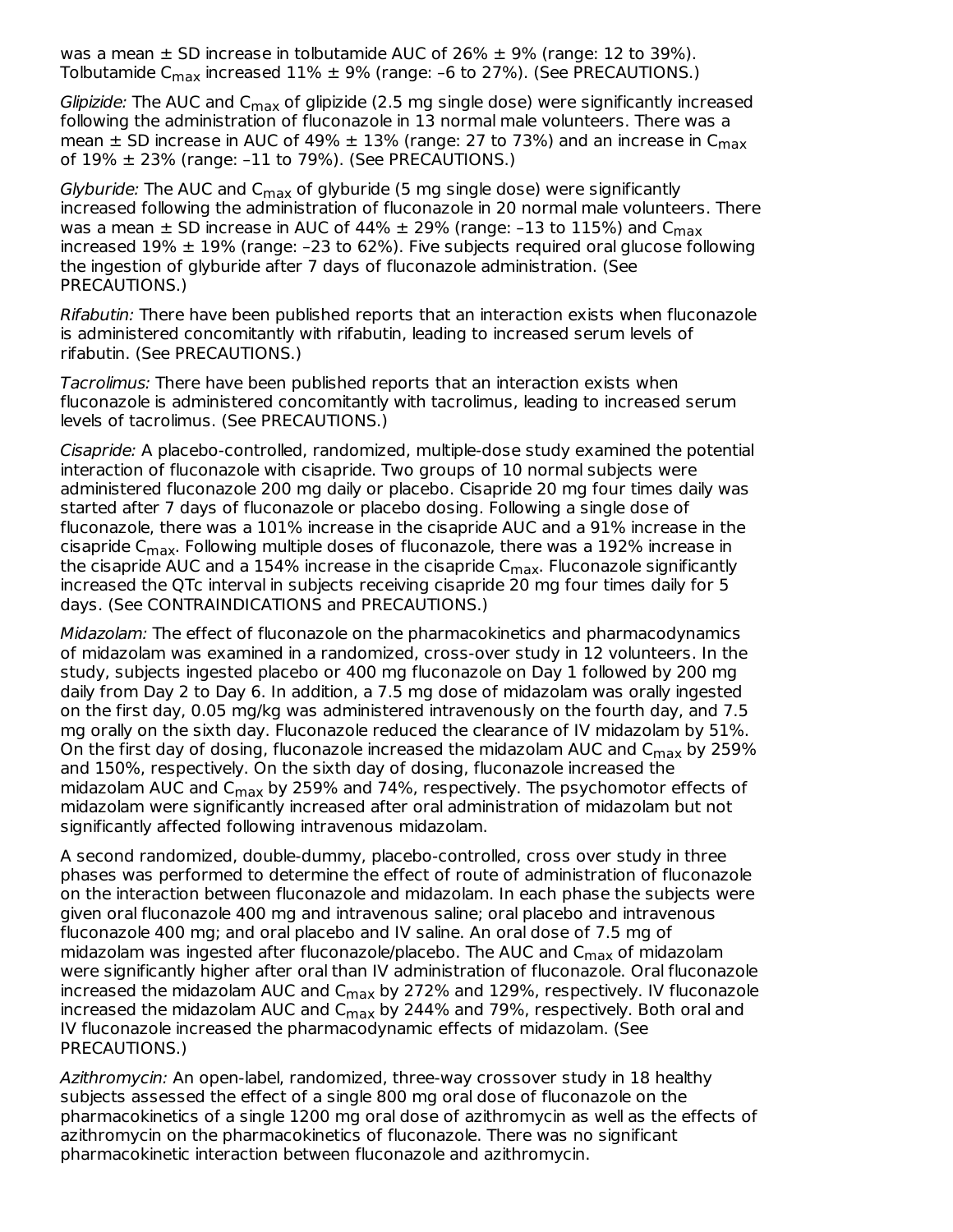was a mean ± SD increase in tolbutamide AUC of 26% ± 9% (range: 12 to 39%). Tolbutamide $C_{max}$ increased 11% ± 9% (range: –6 to 27%). (See PRECAUTIONS.)

*Glipizide:* The AUC and $C_{max}$ of glipizide (2.5 mg single dose) were significantly increased following the administration of fluconazole in 13 normal male volunteers. There was a mean ± SD increase in AUC of 49% ± 13% (range: 27 to 73%) and an increase in $C_{max}$ of 19% ± 23% (range: –11 to 79%). (See PRECAUTIONS.)

*Glyburide:* The AUC and $C_{max}$ of glyburide (5 mg single dose) were significantly increased following the administration of fluconazole in 20 normal male volunteers. There was a mean ± SD increase in AUC of 44% ± 29% (range: –13 to 115%) and $C_{max}$ increased 19% ± 19% (range: –23 to 62%). Five subjects required oral glucose following the ingestion of glyburide after 7 days of fluconazole administration. (See PRECAUTIONS.)

*Rifabutin:* There have been published reports that an interaction exists when fluconazole is administered concomitantly with rifabutin, leading to increased serum levels of rifabutin. (See PRECAUTIONS.)

*Tacrolimus:* There have been published reports that an interaction exists when fluconazole is administered concomitantly with tacrolimus, leading to increased serum levels of tacrolimus. (See PRECAUTIONS.)

*Cisapride:* A placebo-controlled, randomized, multiple-dose study examined the potential interaction of fluconazole with cisapride. Two groups of 10 normal subjects were administered fluconazole 200 mg daily or placebo. Cisapride 20 mg four times daily was started after 7 days of fluconazole or placebo dosing. Following a single dose of fluconazole, there was a 101% increase in the cisapride AUC and a 91% increase in the cisapride $C_{max}$. Following multiple doses of fluconazole, there was a 192% increase in the cisapride AUC and a 154% increase in the cisapride $C_{max}$. Fluconazole significantly increased the QTc interval in subjects receiving cisapride 20 mg four times daily for 5 days. (See CONTRAINDICATIONS and PRECAUTIONS.)

*Midazolam:* The effect of fluconazole on the pharmacokinetics and pharmacodynamics of midazolam was examined in a randomized, cross-over study in 12 volunteers. In the study, subjects ingested placebo or 400 mg fluconazole on Day 1 followed by 200 mg daily from Day 2 to Day 6. In addition, a 7.5 mg dose of midazolam was orally ingested on the first day, 0.05 mg/kg was administered intravenously on the fourth day, and 7.5 mg orally on the sixth day. Fluconazole reduced the clearance of IV midazolam by 51%. On the first day of dosing, fluconazole increased the midazolam AUC and $C_{max}$ by 259% and 150%, respectively. On the sixth day of dosing, fluconazole increased the midazolam AUC and $C_{max}$ by 259% and 74%, respectively. The psychomotor effects of midazolam were significantly increased after oral administration of midazolam but not significantly affected following intravenous midazolam.

A second randomized, double-dummy, placebo-controlled, cross over study in three phases was performed to determine the effect of route of administration of fluconazole on the interaction between fluconazole and midazolam. In each phase the subjects were given oral fluconazole 400 mg and intravenous saline; oral placebo and intravenous fluconazole 400 mg; and oral placebo and IV saline. An oral dose of 7.5 mg of midazolam was ingested after fluconazole/placebo. The AUC and $C_{max}$ of midazolam were significantly higher after oral than IV administration of fluconazole. Oral fluconazole increased the midazolam AUC and $C_{max}$ by 272% and 129%, respectively. IV fluconazole increased the midazolam AUC and $C_{max}$ by 244% and 79%, respectively. Both oral and IV fluconazole increased the pharmacodynamic effects of midazolam. (See PRECAUTIONS.)

*Azithromycin:* An open-label, randomized, three-way crossover study in 18 healthy subjects assessed the effect of a single 800 mg oral dose of fluconazole on the pharmacokinetics of a single 1200 mg oral dose of azithromycin as well as the effects of azithromycin on the pharmacokinetics of fluconazole. There was no significant pharmacokinetic interaction between fluconazole and azithromycin.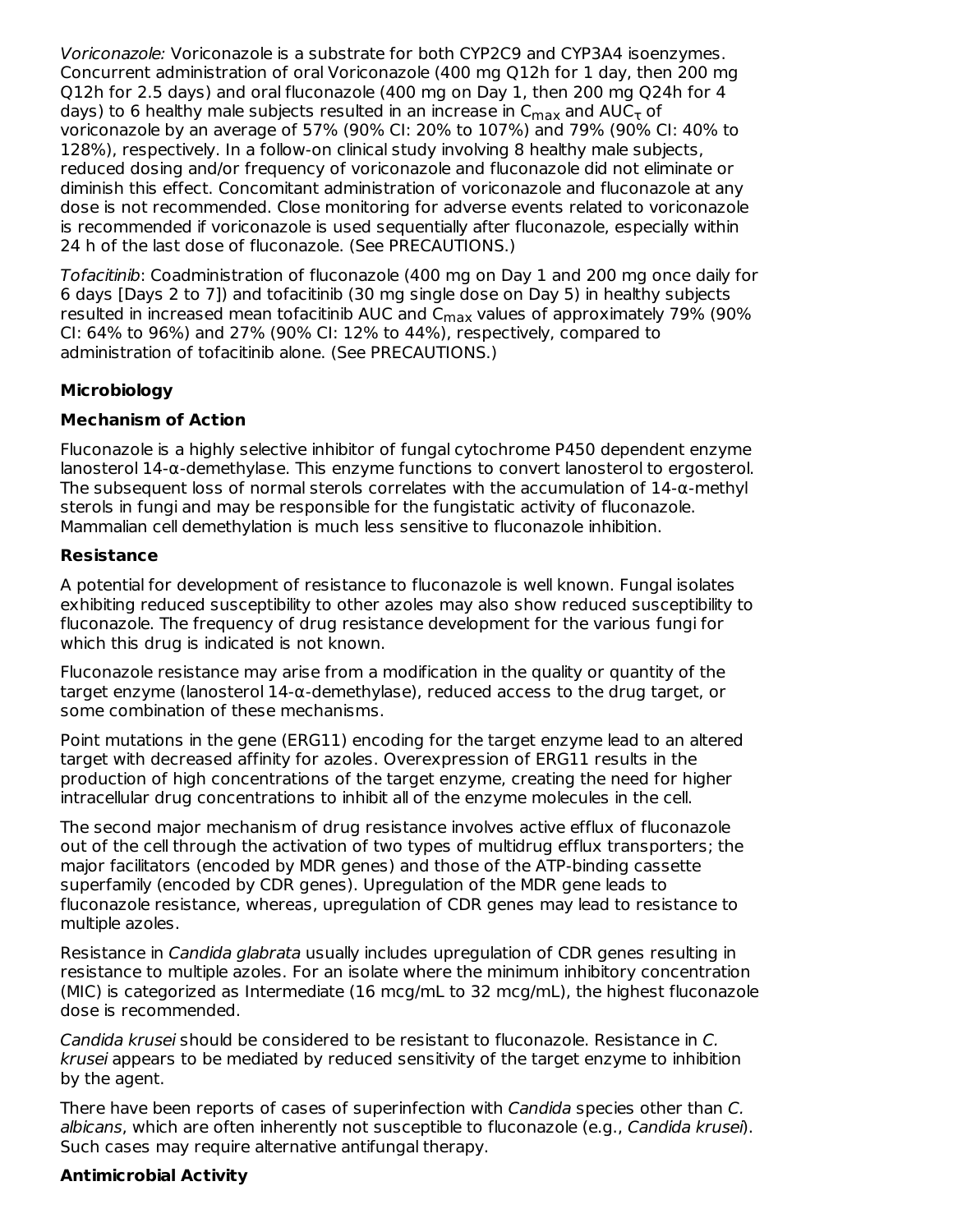*Voriconazole:* Voriconazole is a substrate for both CYP2C9 and CYP3A4 isoenzymes. Concurrent administration of oral Voriconazole (400 mg Q12h for 1 day, then 200 mg Q12h for 2.5 days) and oral fluconazole (400 mg on Day 1, then 200 mg Q24h for 4 days) to 6 healthy male subjects resulted in an increase in $C_{max}$ and $AUC_{\tau}$ of voriconazole by an average of 57% (90% CI: 20% to 107%) and 79% (90% CI: 40% to 128%), respectively. In a follow-on clinical study involving 8 healthy male subjects, reduced dosing and/or frequency of voriconazole and fluconazole did not eliminate or diminish this effect. Concomitant administration of voriconazole and fluconazole at any dose is not recommended. Close monitoring for adverse events related to voriconazole is recommended if voriconazole is used sequentially after fluconazole, especially within 24 h of the last dose of fluconazole. (See PRECAUTIONS.)

*Tofacitinib*: Coadministration of fluconazole (400 mg on Day 1 and 200 mg once daily for 6 days [Days 2 to 7]) and tofacitinib (30 mg single dose on Day 5) in healthy subjects resulted in increased mean tofacitinib AUC and $C_{max}$ values of approximately 79% (90% CI: 64% to 96%) and 27% (90% CI: 12% to 44%), respectively, compared to administration of tofacitinib alone. (See PRECAUTIONS.)

## Microbiology

### Mechanism of Action

Fluconazole is a highly selective inhibitor of fungal cytochrome P450 dependent enzyme lanosterol 14-α-demethylase. This enzyme functions to convert lanosterol to ergosterol. The subsequent loss of normal sterols correlates with the accumulation of 14-α-methyl sterols in fungi and may be responsible for the fungistatic activity of fluconazole. Mammalian cell demethylation is much less sensitive to fluconazole inhibition.

### Resistance

A potential for development of resistance to fluconazole is well known. Fungal isolates exhibiting reduced susceptibility to other azoles may also show reduced susceptibility to fluconazole. The frequency of drug resistance development for the various fungi for which this drug is indicated is not known.

Fluconazole resistance may arise from a modification in the quality or quantity of the target enzyme (lanosterol 14-α-demethylase), reduced access to the drug target, or some combination of these mechanisms.

Point mutations in the gene (ERG11) encoding for the target enzyme lead to an altered target with decreased affinity for azoles. Overexpression of ERG11 results in the production of high concentrations of the target enzyme, creating the need for higher intracellular drug concentrations to inhibit all of the enzyme molecules in the cell.

The second major mechanism of drug resistance involves active efflux of fluconazole out of the cell through the activation of two types of multidrug efflux transporters; the major facilitators (encoded by MDR genes) and those of the ATP-binding cassette superfamily (encoded by CDR genes). Upregulation of the MDR gene leads to fluconazole resistance, whereas, upregulation of CDR genes may lead to resistance to multiple azoles.

Resistance in *Candida glabrata* usually includes upregulation of CDR genes resulting in resistance to multiple azoles. For an isolate where the minimum inhibitory concentration (MIC) is categorized as Intermediate (16 mcg/mL to 32 mcg/mL), the highest fluconazole dose is recommended.

*Candida krusei* should be considered to be resistant to fluconazole. Resistance in *C. krusei* appears to be mediated by reduced sensitivity of the target enzyme to inhibition by the agent.

There have been reports of cases of superinfection with *Candida* species other than *C. albicans*, which are often inherently not susceptible to fluconazole (e.g., *Candida krusei*). Such cases may require alternative antifungal therapy.

### Antimicrobial Activity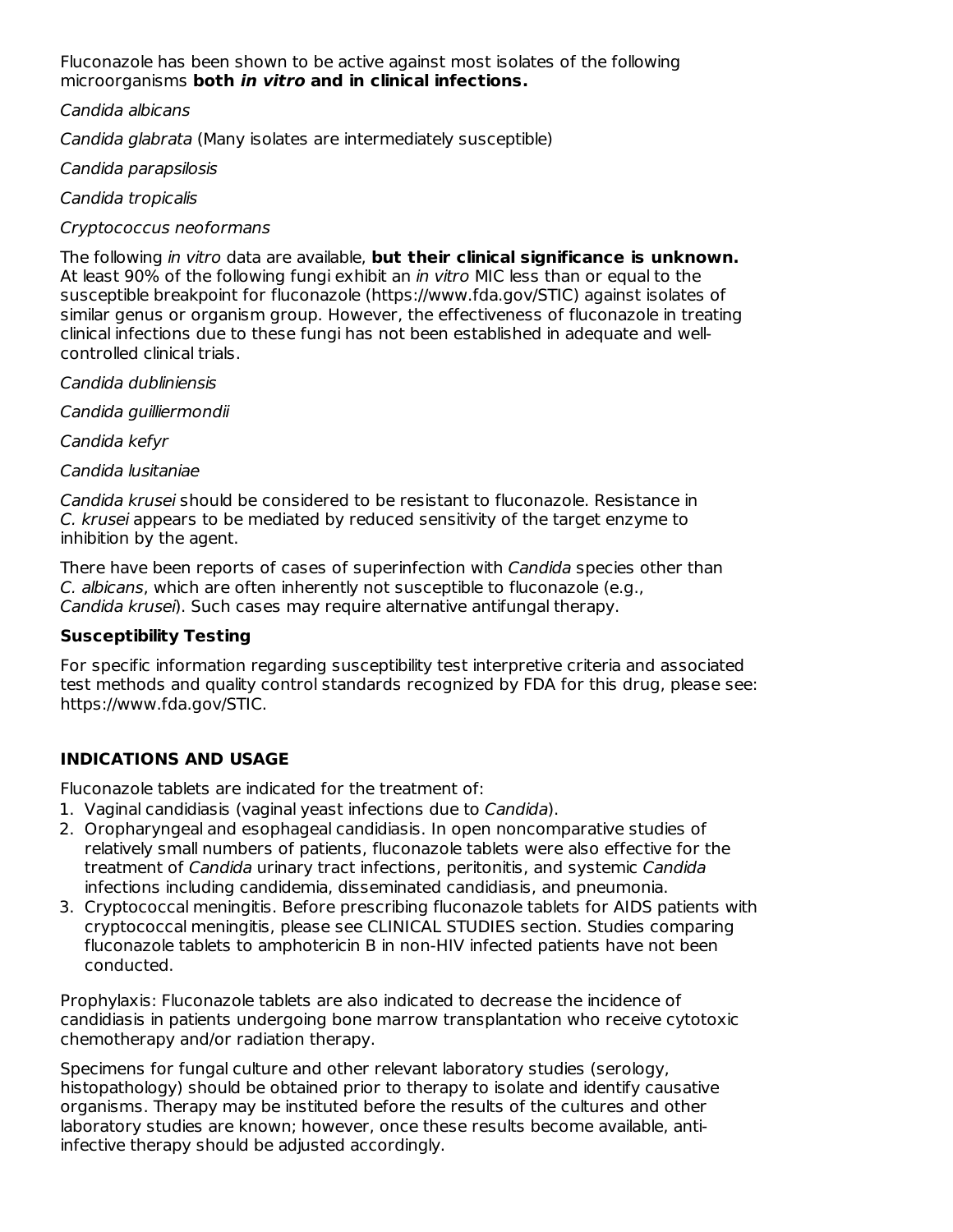Fluconazole has been shown to be active against most isolates of the following microorganisms **both *in vitro* and in clinical infections.**

*Candida albicans*

*Candida glabrata* (Many isolates are intermediately susceptible)

*Candida parapsilosis*

*Candida tropicalis*

*Cryptococcus neoformans*

The following *in vitro* data are available, **but their clinical significance is unknown.** At least 90% of the following fungi exhibit an *in vitro* MIC less than or equal to the susceptible breakpoint for fluconazole (https://www.fda.gov/STIC) against isolates of similar genus or organism group. However, the effectiveness of fluconazole in treating clinical infections due to these fungi has not been established in adequate and well-controlled clinical trials.

*Candida dubliniensis*

*Candida guilliermondii*

*Candida kefyr*

*Candida lusitaniae*

*Candida krusei* should be considered to be resistant to fluconazole. Resistance in *C. krusei* appears to be mediated by reduced sensitivity of the target enzyme to inhibition by the agent.

There have been reports of cases of superinfection with *Candida* species other than *C. albicans*, which are often inherently not susceptible to fluconazole (e.g., *Candida krusei*). Such cases may require alternative antifungal therapy.

### Susceptibility Testing

For specific information regarding susceptibility test interpretive criteria and associated test methods and quality control standards recognized by FDA for this drug, please see: https://www.fda.gov/STIC.

## INDICATIONS AND USAGE

Fluconazole tablets are indicated for the treatment of:

1. Vaginal candidiasis (vaginal yeast infections due to *Candida*).
2. Oropharyngeal and esophageal candidiasis. In open noncomparative studies of relatively small numbers of patients, fluconazole tablets were also effective for the treatment of *Candida* urinary tract infections, peritonitis, and systemic *Candida* infections including candidemia, disseminated candidiasis, and pneumonia.
3. Cryptococcal meningitis. Before prescribing fluconazole tablets for AIDS patients with cryptococcal meningitis, please see CLINICAL STUDIES section. Studies comparing fluconazole tablets to amphotericin B in non-HIV infected patients have not been conducted.

Prophylaxis: Fluconazole tablets are also indicated to decrease the incidence of candidiasis in patients undergoing bone marrow transplantation who receive cytotoxic chemotherapy and/or radiation therapy.

Specimens for fungal culture and other relevant laboratory studies (serology, histopathology) should be obtained prior to therapy to isolate and identify causative organisms. Therapy may be instituted before the results of the cultures and other laboratory studies are known; however, once these results become available, anti-infective therapy should be adjusted accordingly.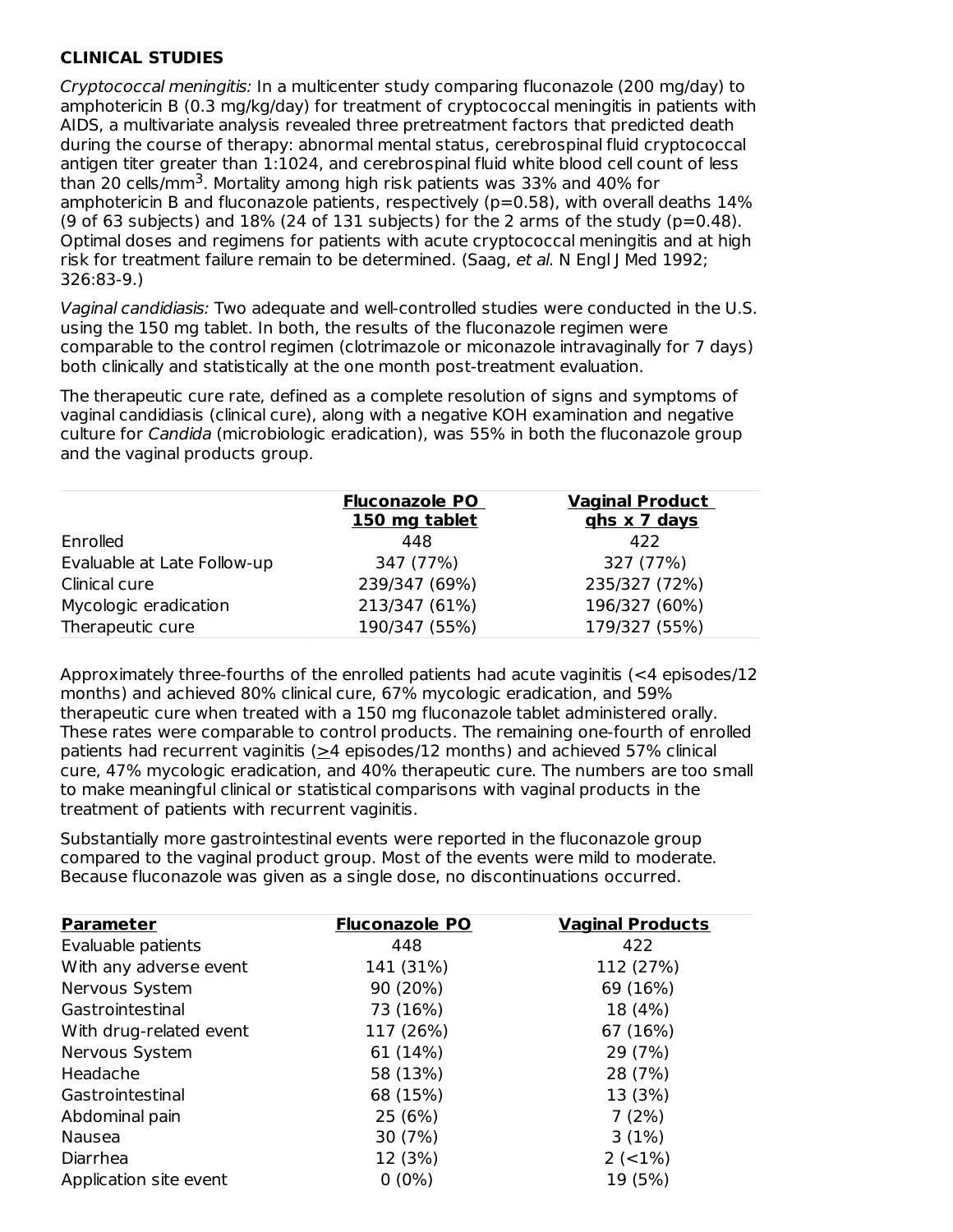**CLINICAL STUDIES**

*Cryptococcal meningitis:* In a multicenter study comparing fluconazole (200 mg/day) to amphotericin B (0.3 mg/kg/day) for treatment of cryptococcal meningitis in patients with AIDS, a multivariate analysis revealed three pretreatment factors that predicted death during the course of therapy: abnormal mental status, cerebrospinal fluid cryptococcal antigen titer greater than 1:1024, and cerebrospinal fluid white blood cell count of less than 20 cells/$mm^3$. Mortality among high risk patients was 33% and 40% for amphotericin B and fluconazole patients, respectively ($p=0.58$), with overall deaths 14% (9 of 63 subjects) and 18% (24 of 131 subjects) for the 2 arms of the study ($p=0.48$). Optimal doses and regimens for patients with acute cryptococcal meningitis and at high risk for treatment failure remain to be determined. (Saag, *et al.* N Engl J Med 1992; 326:83-9.)

*Vaginal candidiasis:* Two adequate and well-controlled studies were conducted in the U.S. using the 150 mg tablet. In both, the results of the fluconazole regimen were comparable to the control regimen (clotrimazole or miconazole intravaginally for 7 days) both clinically and statistically at the one month post-treatment evaluation.

The therapeutic cure rate, defined as a complete resolution of signs and symptoms of vaginal candidiasis (clinical cure), along with a negative KOH examination and negative culture for *Candida* (microbiologic eradication), was 55% in both the fluconazole group and the vaginal products group.

| | Fluconazole PO 150 mg tablet | Vaginal Product qhs x 7 days |
|---|---|---|
| Enrolled | 448 | 422 |
| Evaluable at Late Follow-up | 347 (77%) | 327 (77%) |
| Clinical cure | 239/347 (69%) | 235/327 (72%) |
| Mycologic eradication | 213/347 (61%) | 196/327 (60%) |
| Therapeutic cure | 190/347 (55%) | 179/327 (55%) |

Approximately three-fourths of the enrolled patients had acute vaginitis (<4 episodes/12 months) and achieved 80% clinical cure, 67% mycologic eradication, and 59% therapeutic cure when treated with a 150 mg fluconazole tablet administered orally. These rates were comparable to control products. The remaining one-fourth of enrolled patients had recurrent vaginitis (≥4 episodes/12 months) and achieved 57% clinical cure, 47% mycologic eradication, and 40% therapeutic cure. The numbers are too small to make meaningful clinical or statistical comparisons with vaginal products in the treatment of patients with recurrent vaginitis.

Substantially more gastrointestinal events were reported in the fluconazole group compared to the vaginal product group. Most of the events were mild to moderate. Because fluconazole was given as a single dose, no discontinuations occurred.

| Parameter | Fluconazole PO | Vaginal Products |
|---|---|---|
| Evaluable patients | 448 | 422 |
| With any adverse event | 141 (31%) | 112 (27%) |
| Nervous System | 90 (20%) | 69 (16%) |
| Gastrointestinal | 73 (16%) | 18 (4%) |
| With drug-related event | 117 (26%) | 67 (16%) |
| Nervous System | 61 (14%) | 29 (7%) |
| Headache | 58 (13%) | 28 (7%) |
| Gastrointestinal | 68 (15%) | 13 (3%) |
| Abdominal pain | 25 (6%) | 7 (2%) |
| Nausea | 30 (7%) | 3 (1%) |
| Diarrhea | 12 (3%) | 2 (<1%) |
| Application site event | 0 (0%) | 19 (5%) |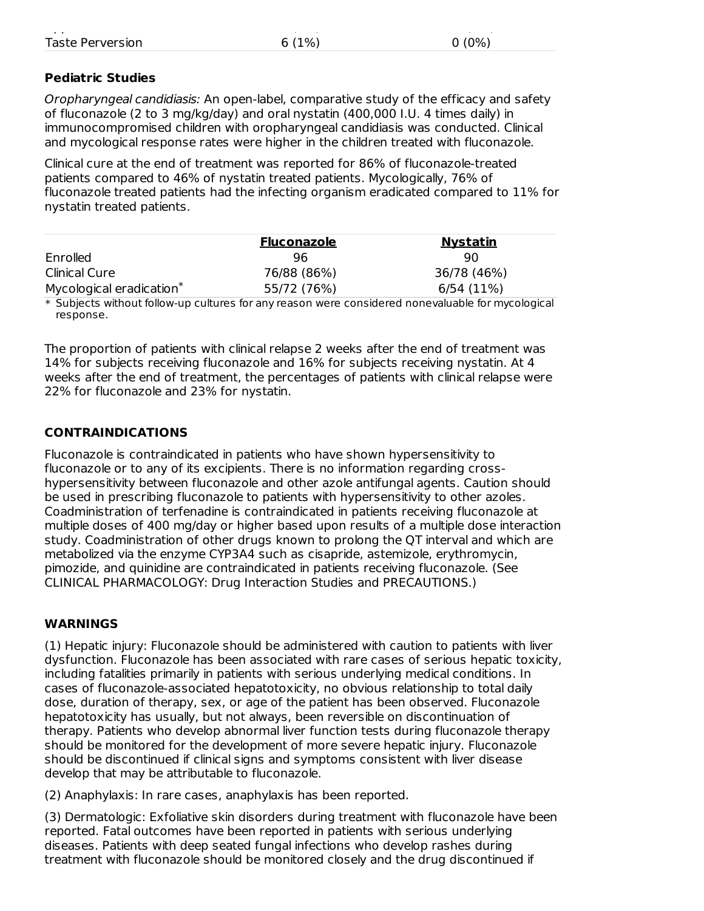| | | |
|---|---|---|
| Taste Perversion | 6 (1%) | 0 (0%) |

**Pediatric Studies**

*Oropharyngeal candidiasis:* An open-label, comparative study of the efficacy and safety of fluconazole (2 to 3 mg/kg/day) and oral nystatin (400,000 I.U. 4 times daily) in immunocompromised children with oropharyngeal candidiasis was conducted. Clinical and mycological response rates were higher in the children treated with fluconazole.

Clinical cure at the end of treatment was reported for 86% of fluconazole-treated patients compared to 46% of nystatin treated patients. Mycologically, 76% of fluconazole treated patients had the infecting organism eradicated compared to 11% for nystatin treated patients.

| | Fluconazole | Nystatin |
|---|---|---|
| Enrolled | 96 | 90 |
| Clinical Cure | 76/88 (86%) | 36/78 (46%) |
| Mycological eradication* | 55/72 (76%) | 6/54 (11%) |

\* Subjects without follow-up cultures for any reason were considered nonevaluable for mycological response.

The proportion of patients with clinical relapse 2 weeks after the end of treatment was 14% for subjects receiving fluconazole and 16% for subjects receiving nystatin. At 4 weeks after the end of treatment, the percentages of patients with clinical relapse were 22% for fluconazole and 23% for nystatin.

## CONTRAINDICATIONS

Fluconazole is contraindicated in patients who have shown hypersensitivity to fluconazole or to any of its excipients. There is no information regarding cross-hypersensitivity between fluconazole and other azole antifungal agents. Caution should be used in prescribing fluconazole to patients with hypersensitivity to other azoles. Coadministration of terfenadine is contraindicated in patients receiving fluconazole at multiple doses of 400 mg/day or higher based upon results of a multiple dose interaction study. Coadministration of other drugs known to prolong the QT interval and which are metabolized via the enzyme CYP3A4 such as cisapride, astemizole, erythromycin, pimozide, and quinidine are contraindicated in patients receiving fluconazole. (See CLINICAL PHARMACOLOGY: Drug Interaction Studies and PRECAUTIONS.)

## WARNINGS

(1) Hepatic injury: Fluconazole should be administered with caution to patients with liver dysfunction. Fluconazole has been associated with rare cases of serious hepatic toxicity, including fatalities primarily in patients with serious underlying medical conditions. In cases of fluconazole-associated hepatotoxicity, no obvious relationship to total daily dose, duration of therapy, sex, or age of the patient has been observed. Fluconazole hepatotoxicity has usually, but not always, been reversible on discontinuation of therapy. Patients who develop abnormal liver function tests during fluconazole therapy should be monitored for the development of more severe hepatic injury. Fluconazole should be discontinued if clinical signs and symptoms consistent with liver disease develop that may be attributable to fluconazole.

(2) Anaphylaxis: In rare cases, anaphylaxis has been reported.

(3) Dermatologic: Exfoliative skin disorders during treatment with fluconazole have been reported. Fatal outcomes have been reported in patients with serious underlying diseases. Patients with deep seated fungal infections who develop rashes during treatment with fluconazole should be monitored closely and the drug discontinued if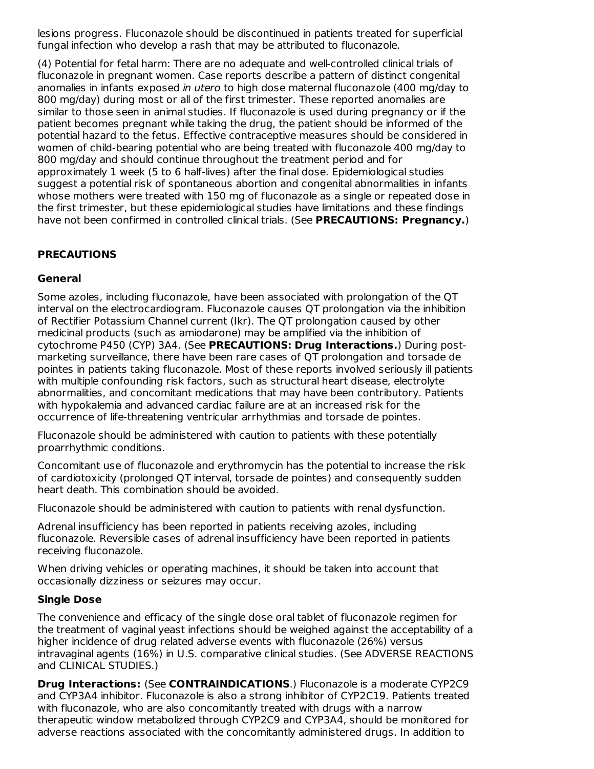lesions progress. Fluconazole should be discontinued in patients treated for superficial fungal infection who develop a rash that may be attributed to fluconazole.

(4) Potential for fetal harm: There are no adequate and well-controlled clinical trials of fluconazole in pregnant women. Case reports describe a pattern of distinct congenital anomalies in infants exposed *in utero* to high dose maternal fluconazole (400 mg/day to 800 mg/day) during most or all of the first trimester. These reported anomalies are similar to those seen in animal studies. If fluconazole is used during pregnancy or if the patient becomes pregnant while taking the drug, the patient should be informed of the potential hazard to the fetus. Effective contraceptive measures should be considered in women of child-bearing potential who are being treated with fluconazole 400 mg/day to 800 mg/day and should continue throughout the treatment period and for approximately 1 week (5 to 6 half-lives) after the final dose. Epidemiological studies suggest a potential risk of spontaneous abortion and congenital abnormalities in infants whose mothers were treated with 150 mg of fluconazole as a single or repeated dose in the first trimester, but these epidemiological studies have limitations and these findings have not been confirmed in controlled clinical trials. (See **PRECAUTIONS: Pregnancy.**)

## PRECAUTIONS

### General

Some azoles, including fluconazole, have been associated with prolongation of the QT interval on the electrocardiogram. Fluconazole causes QT prolongation via the inhibition of Rectifier Potassium Channel current (Ikr). The QT prolongation caused by other medicinal products (such as amiodarone) may be amplified via the inhibition of cytochrome P450 (CYP) 3A4. (See **PRECAUTIONS: Drug Interactions.**) During post-marketing surveillance, there have been rare cases of QT prolongation and torsade de pointes in patients taking fluconazole. Most of these reports involved seriously ill patients with multiple confounding risk factors, such as structural heart disease, electrolyte abnormalities, and concomitant medications that may have been contributory. Patients with hypokalemia and advanced cardiac failure are at an increased risk for the occurrence of life-threatening ventricular arrhythmias and torsade de pointes.

Fluconazole should be administered with caution to patients with these potentially proarrhythmic conditions.

Concomitant use of fluconazole and erythromycin has the potential to increase the risk of cardiotoxicity (prolonged QT interval, torsade de pointes) and consequently sudden heart death. This combination should be avoided.

Fluconazole should be administered with caution to patients with renal dysfunction.

Adrenal insufficiency has been reported in patients receiving azoles, including fluconazole. Reversible cases of adrenal insufficiency have been reported in patients receiving fluconazole.

When driving vehicles or operating machines, it should be taken into account that occasionally dizziness or seizures may occur.

### Single Dose

The convenience and efficacy of the single dose oral tablet of fluconazole regimen for the treatment of vaginal yeast infections should be weighed against the acceptability of a higher incidence of drug related adverse events with fluconazole (26%) versus intravaginal agents (16%) in U.S. comparative clinical studies. (See ADVERSE REACTIONS and CLINICAL STUDIES.)

**Drug Interactions:** (See **CONTRAINDICATIONS**.) Fluconazole is a moderate CYP2C9 and CYP3A4 inhibitor. Fluconazole is also a strong inhibitor of CYP2C19. Patients treated with fluconazole, who are also concomitantly treated with drugs with a narrow therapeutic window metabolized through CYP2C9 and CYP3A4, should be monitored for adverse reactions associated with the concomitantly administered drugs. In addition to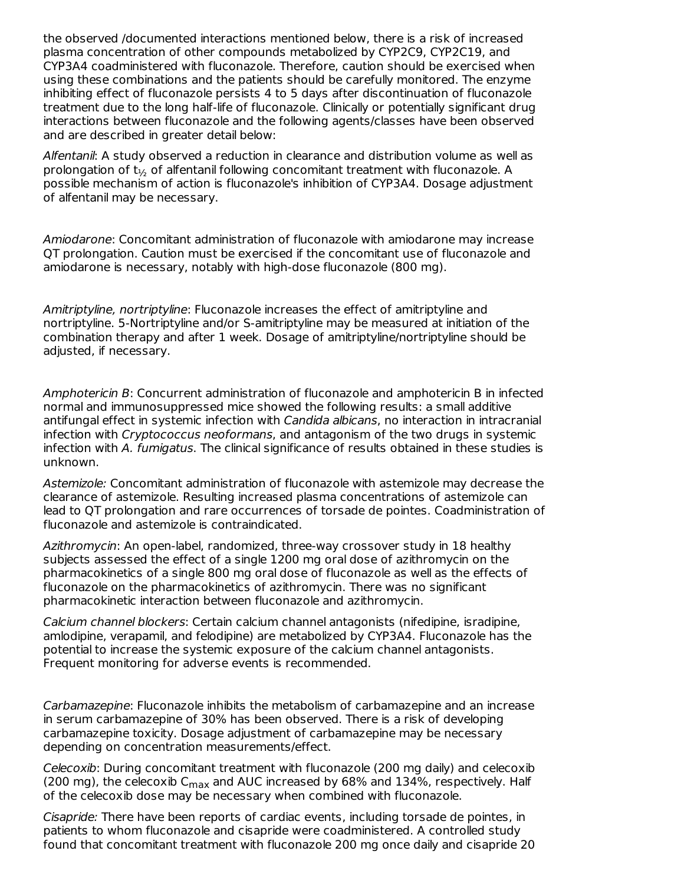the observed /documented interactions mentioned below, there is a risk of increased plasma concentration of other compounds metabolized by CYP2C9, CYP2C19, and CYP3A4 coadministered with fluconazole. Therefore, caution should be exercised when using these combinations and the patients should be carefully monitored. The enzyme inhibiting effect of fluconazole persists 4 to 5 days after discontinuation of fluconazole treatment due to the long half-life of fluconazole. Clinically or potentially significant drug interactions between fluconazole and the following agents/classes have been observed and are described in greater detail below:

*Alfentanil*: A study observed a reduction in clearance and distribution volume as well as prolongation of $t_{½}$ of alfentanil following concomitant treatment with fluconazole. A possible mechanism of action is fluconazole's inhibition of CYP3A4. Dosage adjustment of alfentanil may be necessary.

*Amiodarone*: Concomitant administration of fluconazole with amiodarone may increase QT prolongation. Caution must be exercised if the concomitant use of fluconazole and amiodarone is necessary, notably with high-dose fluconazole (800 mg).

*Amitriptyline, nortriptyline*: Fluconazole increases the effect of amitriptyline and nortriptyline. 5-Nortriptyline and/or S-amitriptyline may be measured at initiation of the combination therapy and after 1 week. Dosage of amitriptyline/nortriptyline should be adjusted, if necessary.

*Amphotericin B*: Concurrent administration of fluconazole and amphotericin B in infected normal and immunosuppressed mice showed the following results: a small additive antifungal effect in systemic infection with *Candida albicans*, no interaction in intracranial infection with *Cryptococcus neoformans*, and antagonism of the two drugs in systemic infection with *A. fumigatus*. The clinical significance of results obtained in these studies is unknown.

*Astemizole:* Concomitant administration of fluconazole with astemizole may decrease the clearance of astemizole. Resulting increased plasma concentrations of astemizole can lead to QT prolongation and rare occurrences of torsade de pointes. Coadministration of fluconazole and astemizole is contraindicated.

*Azithromycin*: An open-label, randomized, three-way crossover study in 18 healthy subjects assessed the effect of a single 1200 mg oral dose of azithromycin on the pharmacokinetics of a single 800 mg oral dose of fluconazole as well as the effects of fluconazole on the pharmacokinetics of azithromycin. There was no significant pharmacokinetic interaction between fluconazole and azithromycin.

*Calcium channel blockers*: Certain calcium channel antagonists (nifedipine, isradipine, amlodipine, verapamil, and felodipine) are metabolized by CYP3A4. Fluconazole has the potential to increase the systemic exposure of the calcium channel antagonists. Frequent monitoring for adverse events is recommended.

*Carbamazepine*: Fluconazole inhibits the metabolism of carbamazepine and an increase in serum carbamazepine of 30% has been observed. There is a risk of developing carbamazepine toxicity. Dosage adjustment of carbamazepine may be necessary depending on concentration measurements/effect.

*Celecoxib*: During concomitant treatment with fluconazole (200 mg daily) and celecoxib (200 mg), the celecoxib $C_{max}$ and AUC increased by 68% and 134%, respectively. Half of the celecoxib dose may be necessary when combined with fluconazole.

*Cisapride:* There have been reports of cardiac events, including torsade de pointes, in patients to whom fluconazole and cisapride were coadministered. A controlled study found that concomitant treatment with fluconazole 200 mg once daily and cisapride 20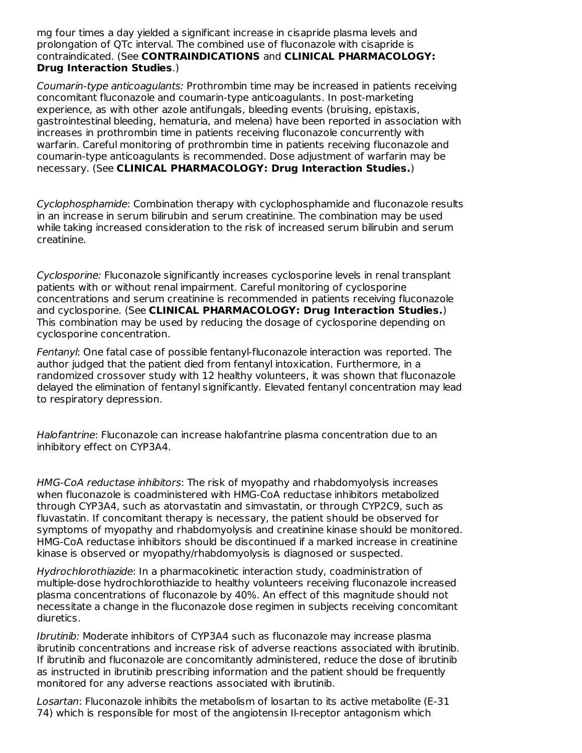mg four times a day yielded a significant increase in cisapride plasma levels and prolongation of QTc interval. The combined use of fluconazole with cisapride is contraindicated. (See **CONTRAINDICATIONS** and **CLINICAL PHARMACOLOGY: Drug Interaction Studies**.)

*Coumarin-type anticoagulants:* Prothrombin time may be increased in patients receiving concomitant fluconazole and coumarin-type anticoagulants. In post-marketing experience, as with other azole antifungals, bleeding events (bruising, epistaxis, gastrointestinal bleeding, hematuria, and melena) have been reported in association with increases in prothrombin time in patients receiving fluconazole concurrently with warfarin. Careful monitoring of prothrombin time in patients receiving fluconazole and coumarin-type anticoagulants is recommended. Dose adjustment of warfarin may be necessary. (See **CLINICAL PHARMACOLOGY: Drug Interaction Studies.**)

*Cyclophosphamide*: Combination therapy with cyclophosphamide and fluconazole results in an increase in serum bilirubin and serum creatinine. The combination may be used while taking increased consideration to the risk of increased serum bilirubin and serum creatinine.

*Cyclosporine:* Fluconazole significantly increases cyclosporine levels in renal transplant patients with or without renal impairment. Careful monitoring of cyclosporine concentrations and serum creatinine is recommended in patients receiving fluconazole and cyclosporine. (See **CLINICAL PHARMACOLOGY: Drug Interaction Studies.**) This combination may be used by reducing the dosage of cyclosporine depending on cyclosporine concentration.

*Fentanyl*: One fatal case of possible fentanyl-fluconazole interaction was reported. The author judged that the patient died from fentanyl intoxication. Furthermore, in a randomized crossover study with 12 healthy volunteers, it was shown that fluconazole delayed the elimination of fentanyl significantly. Elevated fentanyl concentration may lead to respiratory depression.

*Halofantrine*: Fluconazole can increase halofantrine plasma concentration due to an inhibitory effect on CYP3A4.

*HMG-CoA reductase inhibitors*: The risk of myopathy and rhabdomyolysis increases when fluconazole is coadministered with HMG-CoA reductase inhibitors metabolized through CYP3A4, such as atorvastatin and simvastatin, or through CYP2C9, such as fluvastatin. If concomitant therapy is necessary, the patient should be observed for symptoms of myopathy and rhabdomyolysis and creatinine kinase should be monitored. HMG-CoA reductase inhibitors should be discontinued if a marked increase in creatinine kinase is observed or myopathy/rhabdomyolysis is diagnosed or suspected.

*Hydrochlorothiazide*: In a pharmacokinetic interaction study, coadministration of multiple-dose hydrochlorothiazide to healthy volunteers receiving fluconazole increased plasma concentrations of fluconazole by 40%. An effect of this magnitude should not necessitate a change in the fluconazole dose regimen in subjects receiving concomitant diuretics.

*Ibrutinib:* Moderate inhibitors of CYP3A4 such as fluconazole may increase plasma ibrutinib concentrations and increase risk of adverse reactions associated with ibrutinib. If ibrutinib and fluconazole are concomitantly administered, reduce the dose of ibrutinib as instructed in ibrutinib prescribing information and the patient should be frequently monitored for any adverse reactions associated with ibrutinib.

*Losartan*: Fluconazole inhibits the metabolism of losartan to its active metabolite (E-31 74) which is responsible for most of the angiotensin II-receptor antagonism which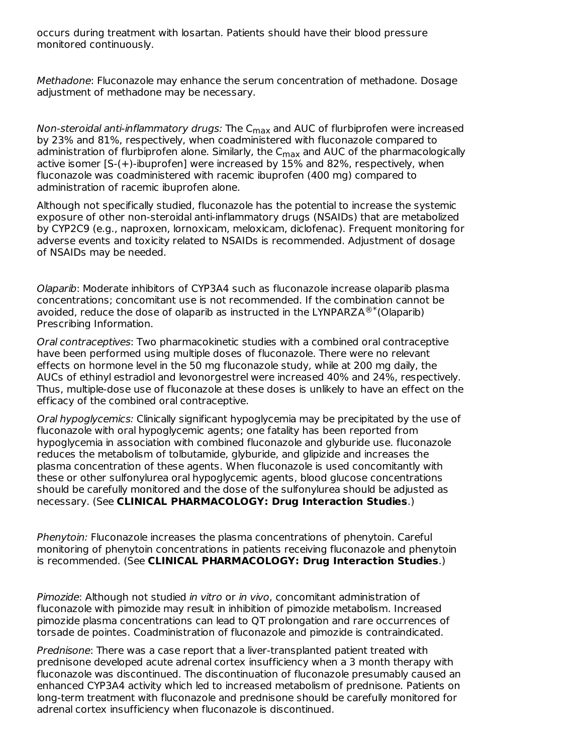occurs during treatment with losartan. Patients should have their blood pressure monitored continuously.

*Methadone*: Fluconazole may enhance the serum concentration of methadone. Dosage adjustment of methadone may be necessary.

*Non-steroidal anti-inflammatory drugs:* The $C_{max}$ and AUC of flurbiprofen were increased by 23% and 81%, respectively, when coadministered with fluconazole compared to administration of flurbiprofen alone. Similarly, the $C_{max}$ and AUC of the pharmacologically active isomer [S-(+)-ibuprofen] were increased by 15% and 82%, respectively, when fluconazole was coadministered with racemic ibuprofen (400 mg) compared to administration of racemic ibuprofen alone.

Although not specifically studied, fluconazole has the potential to increase the systemic exposure of other non-steroidal anti-inflammatory drugs (NSAIDs) that are metabolized by CYP2C9 (e.g., naproxen, lornoxicam, meloxicam, diclofenac). Frequent monitoring for adverse events and toxicity related to NSAIDs is recommended. Adjustment of dosage of NSAIDs may be needed.

*Olaparib*: Moderate inhibitors of CYP3A4 such as fluconazole increase olaparib plasma concentrations; concomitant use is not recommended. If the combination cannot be avoided, reduce the dose of olaparib as instructed in the LYNPARZA®*(Olaparib) Prescribing Information.

*Oral contraceptives*: Two pharmacokinetic studies with a combined oral contraceptive have been performed using multiple doses of fluconazole. There were no relevant effects on hormone level in the 50 mg fluconazole study, while at 200 mg daily, the AUCs of ethinyl estradiol and levonorgestrel were increased 40% and 24%, respectively. Thus, multiple-dose use of fluconazole at these doses is unlikely to have an effect on the efficacy of the combined oral contraceptive.

*Oral hypoglycemics:* Clinically significant hypoglycemia may be precipitated by the use of fluconazole with oral hypoglycemic agents; one fatality has been reported from hypoglycemia in association with combined fluconazole and glyburide use. fluconazole reduces the metabolism of tolbutamide, glyburide, and glipizide and increases the plasma concentration of these agents. When fluconazole is used concomitantly with these or other sulfonylurea oral hypoglycemic agents, blood glucose concentrations should be carefully monitored and the dose of the sulfonylurea should be adjusted as necessary. (See **CLINICAL PHARMACOLOGY: Drug Interaction Studies**.)

*Phenytoin:* Fluconazole increases the plasma concentrations of phenytoin. Careful monitoring of phenytoin concentrations in patients receiving fluconazole and phenytoin is recommended. (See **CLINICAL PHARMACOLOGY: Drug Interaction Studies**.)

*Pimozide*: Although not studied *in vitro* or *in vivo*, concomitant administration of fluconazole with pimozide may result in inhibition of pimozide metabolism. Increased pimozide plasma concentrations can lead to QT prolongation and rare occurrences of torsade de pointes. Coadministration of fluconazole and pimozide is contraindicated.

*Prednisone*: There was a case report that a liver-transplanted patient treated with prednisone developed acute adrenal cortex insufficiency when a 3 month therapy with fluconazole was discontinued. The discontinuation of fluconazole presumably caused an enhanced CYP3A4 activity which led to increased metabolism of prednisone. Patients on long-term treatment with fluconazole and prednisone should be carefully monitored for adrenal cortex insufficiency when fluconazole is discontinued.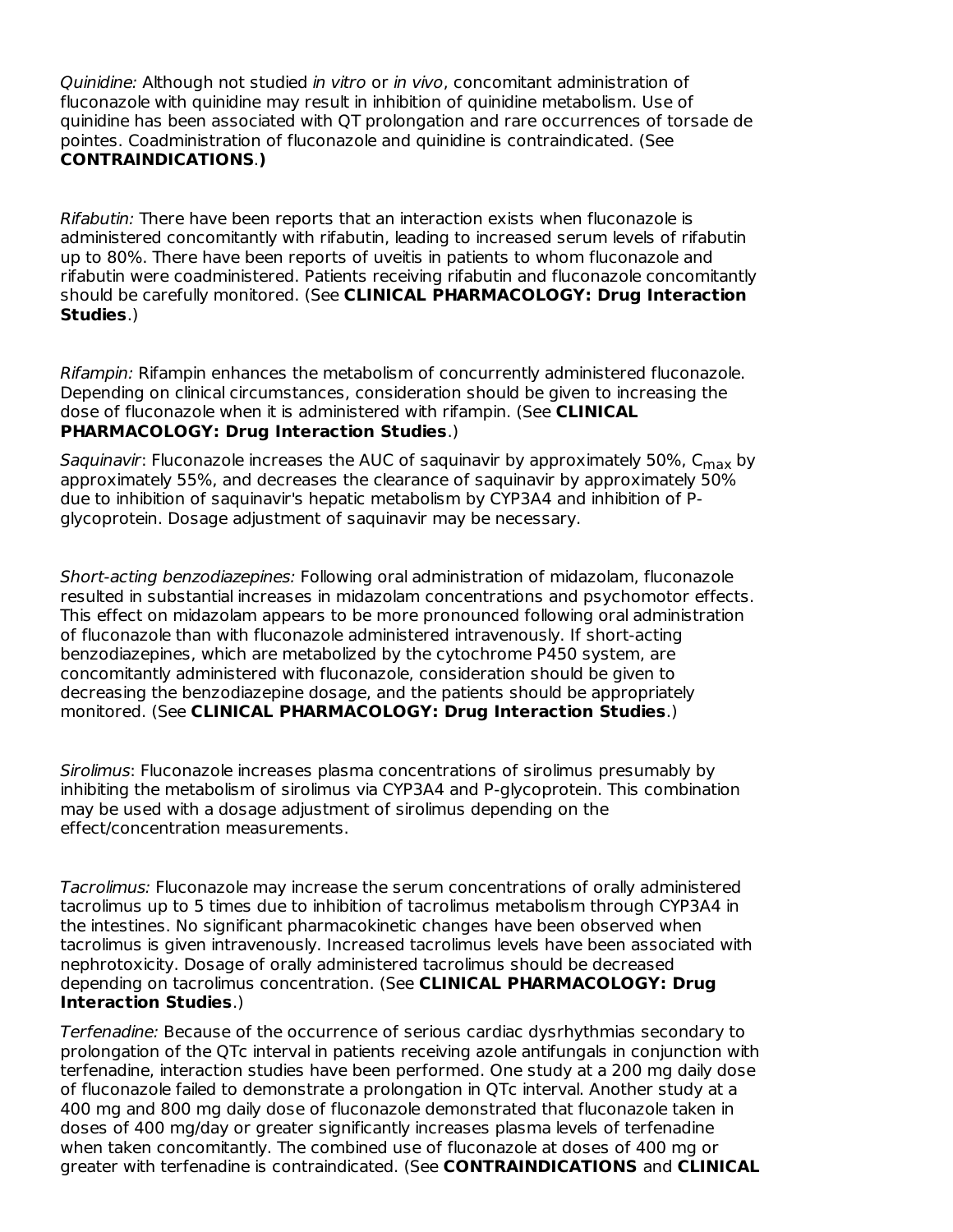*Quinidine:* Although not studied *in vitro* or *in vivo*, concomitant administration of fluconazole with quinidine may result in inhibition of quinidine metabolism. Use of quinidine has been associated with QT prolongation and rare occurrences of torsade de pointes. Coadministration of fluconazole and quinidine is contraindicated. (See **CONTRAINDICATIONS**.**)**

*Rifabutin:* There have been reports that an interaction exists when fluconazole is administered concomitantly with rifabutin, leading to increased serum levels of rifabutin up to 80%. There have been reports of uveitis in patients to whom fluconazole and rifabutin were coadministered. Patients receiving rifabutin and fluconazole concomitantly should be carefully monitored. (See **CLINICAL PHARMACOLOGY: Drug Interaction Studies**.)

*Rifampin:* Rifampin enhances the metabolism of concurrently administered fluconazole. Depending on clinical circumstances, consideration should be given to increasing the dose of fluconazole when it is administered with rifampin. (See **CLINICAL PHARMACOLOGY: Drug Interaction Studies**.)

*Saquinavir*: Fluconazole increases the AUC of saquinavir by approximately 50%, $C_{max}$ by approximately 55%, and decreases the clearance of saquinavir by approximately 50% due to inhibition of saquinavir's hepatic metabolism by CYP3A4 and inhibition of P-glycoprotein. Dosage adjustment of saquinavir may be necessary.

*Short-acting benzodiazepines:* Following oral administration of midazolam, fluconazole resulted in substantial increases in midazolam concentrations and psychomotor effects. This effect on midazolam appears to be more pronounced following oral administration of fluconazole than with fluconazole administered intravenously. If short-acting benzodiazepines, which are metabolized by the cytochrome P450 system, are concomitantly administered with fluconazole, consideration should be given to decreasing the benzodiazepine dosage, and the patients should be appropriately monitored. (See **CLINICAL PHARMACOLOGY: Drug Interaction Studies**.)

*Sirolimus*: Fluconazole increases plasma concentrations of sirolimus presumably by inhibiting the metabolism of sirolimus via CYP3A4 and P-glycoprotein. This combination may be used with a dosage adjustment of sirolimus depending on the effect/concentration measurements.

*Tacrolimus:* Fluconazole may increase the serum concentrations of orally administered tacrolimus up to 5 times due to inhibition of tacrolimus metabolism through CYP3A4 in the intestines. No significant pharmacokinetic changes have been observed when tacrolimus is given intravenously. Increased tacrolimus levels have been associated with nephrotoxicity. Dosage of orally administered tacrolimus should be decreased depending on tacrolimus concentration. (See **CLINICAL PHARMACOLOGY: Drug Interaction Studies**.)

*Terfenadine:* Because of the occurrence of serious cardiac dysrhythmias secondary to prolongation of the QTc interval in patients receiving azole antifungals in conjunction with terfenadine, interaction studies have been performed. One study at a 200 mg daily dose of fluconazole failed to demonstrate a prolongation in QTc interval. Another study at a 400 mg and 800 mg daily dose of fluconazole demonstrated that fluconazole taken in doses of 400 mg/day or greater significantly increases plasma levels of terfenadine when taken concomitantly. The combined use of fluconazole at doses of 400 mg or greater with terfenadine is contraindicated. (See **CONTRAINDICATIONS** and **CLINICAL**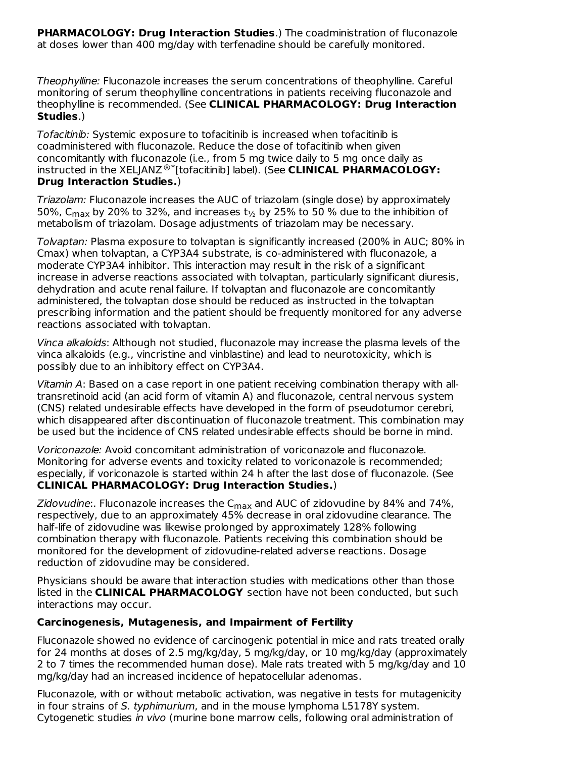**PHARMACOLOGY: Drug Interaction Studies**.) The coadministration of fluconazole at doses lower than 400 mg/day with terfenadine should be carefully monitored.

*Theophylline:* Fluconazole increases the serum concentrations of theophylline. Careful monitoring of serum theophylline concentrations in patients receiving fluconazole and theophylline is recommended. (See **CLINICAL PHARMACOLOGY: Drug Interaction Studies**.)

*Tofacitinib:* Systemic exposure to tofacitinib is increased when tofacitinib is coadministered with fluconazole. Reduce the dose of tofacitinib when given concomitantly with fluconazole (i.e., from 5 mg twice daily to 5 mg once daily as instructed in the XELJANZ®*[tofacitinib] label). (See **CLINICAL PHARMACOLOGY: Drug Interaction Studies.**)

*Triazolam:* Fluconazole increases the AUC of triazolam (single dose) by approximately 50%, $C_{max}$ by 20% to 32%, and increases $t_{½}$ by 25% to 50 % due to the inhibition of metabolism of triazolam. Dosage adjustments of triazolam may be necessary.

*Tolvaptan:* Plasma exposure to tolvaptan is significantly increased (200% in AUC; 80% in Cmax) when tolvaptan, a CYP3A4 substrate, is co-administered with fluconazole, a moderate CYP3A4 inhibitor. This interaction may result in the risk of a significant increase in adverse reactions associated with tolvaptan, particularly significant diuresis, dehydration and acute renal failure. If tolvaptan and fluconazole are concomitantly administered, the tolvaptan dose should be reduced as instructed in the tolvaptan prescribing information and the patient should be frequently monitored for any adverse reactions associated with tolvaptan.

*Vinca alkaloids*: Although not studied, fluconazole may increase the plasma levels of the vinca alkaloids (e.g., vincristine and vinblastine) and lead to neurotoxicity, which is possibly due to an inhibitory effect on CYP3A4.

*Vitamin A*: Based on a case report in one patient receiving combination therapy with all-transretinoid acid (an acid form of vitamin A) and fluconazole, central nervous system (CNS) related undesirable effects have developed in the form of pseudotumor cerebri, which disappeared after discontinuation of fluconazole treatment. This combination may be used but the incidence of CNS related undesirable effects should be borne in mind.

*Voriconazole:* Avoid concomitant administration of voriconazole and fluconazole. Monitoring for adverse events and toxicity related to voriconazole is recommended; especially, if voriconazole is started within 24 h after the last dose of fluconazole. (See **CLINICAL PHARMACOLOGY: Drug Interaction Studies.**)

*Zidovudine*:. Fluconazole increases the $C_{max}$ and AUC of zidovudine by 84% and 74%, respectively, due to an approximately 45% decrease in oral zidovudine clearance. The half-life of zidovudine was likewise prolonged by approximately 128% following combination therapy with fluconazole. Patients receiving this combination should be monitored for the development of zidovudine-related adverse reactions. Dosage reduction of zidovudine may be considered.

Physicians should be aware that interaction studies with medications other than those listed in the **CLINICAL PHARMACOLOGY** section have not been conducted, but such interactions may occur.

**Carcinogenesis, Mutagenesis, and Impairment of Fertility**

Fluconazole showed no evidence of carcinogenic potential in mice and rats treated orally for 24 months at doses of 2.5 mg/kg/day, 5 mg/kg/day, or 10 mg/kg/day (approximately 2 to 7 times the recommended human dose). Male rats treated with 5 mg/kg/day and 10 mg/kg/day had an increased incidence of hepatocellular adenomas.

Fluconazole, with or without metabolic activation, was negative in tests for mutagenicity in four strains of *S. typhimurium*, and in the mouse lymphoma L5178Y system. Cytogenetic studies *in vivo* (murine bone marrow cells, following oral administration of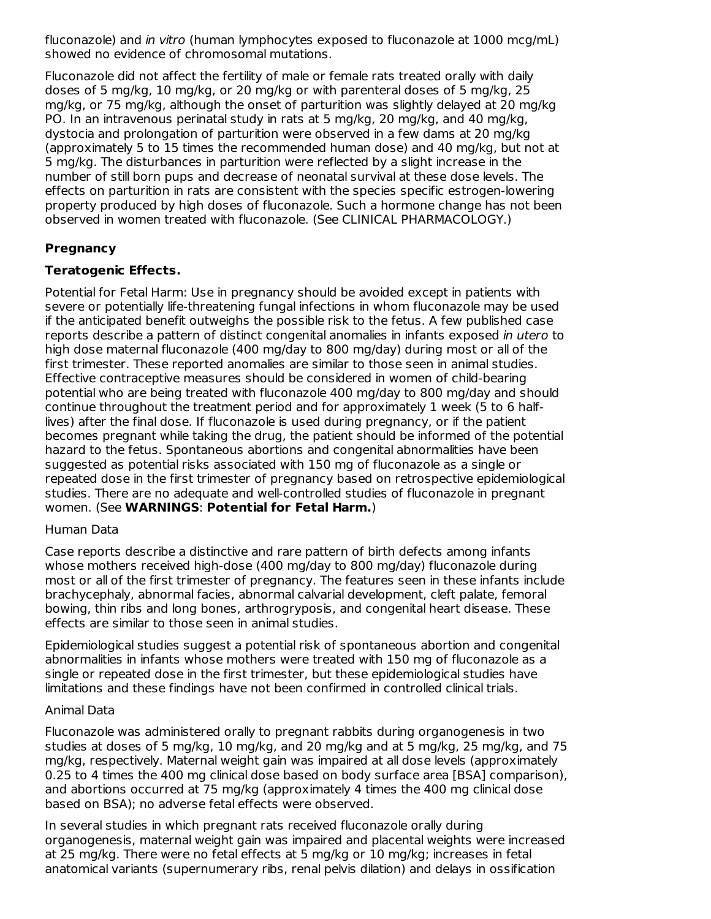fluconazole) and *in vitro* (human lymphocytes exposed to fluconazole at 1000 mcg/mL) showed no evidence of chromosomal mutations.

Fluconazole did not affect the fertility of male or female rats treated orally with daily doses of 5 mg/kg, 10 mg/kg, or 20 mg/kg or with parenteral doses of 5 mg/kg, 25 mg/kg, or 75 mg/kg, although the onset of parturition was slightly delayed at 20 mg/kg PO. In an intravenous perinatal study in rats at 5 mg/kg, 20 mg/kg, and 40 mg/kg, dystocia and prolongation of parturition were observed in a few dams at 20 mg/kg (approximately 5 to 15 times the recommended human dose) and 40 mg/kg, but not at 5 mg/kg. The disturbances in parturition were reflected by a slight increase in the number of still born pups and decrease of neonatal survival at these dose levels. The effects on parturition in rats are consistent with the species specific estrogen-lowering property produced by high doses of fluconazole. Such a hormone change has not been observed in women treated with fluconazole. (See CLINICAL PHARMACOLOGY.)

**Pregnancy**

**Teratogenic Effects.**

Potential for Fetal Harm: Use in pregnancy should be avoided except in patients with severe or potentially life-threatening fungal infections in whom fluconazole may be used if the anticipated benefit outweighs the possible risk to the fetus. A few published case reports describe a pattern of distinct congenital anomalies in infants exposed *in utero* to high dose maternal fluconazole (400 mg/day to 800 mg/day) during most or all of the first trimester. These reported anomalies are similar to those seen in animal studies. Effective contraceptive measures should be considered in women of child-bearing potential who are being treated with fluconazole 400 mg/day to 800 mg/day and should continue throughout the treatment period and for approximately 1 week (5 to 6 half-lives) after the final dose. If fluconazole is used during pregnancy, or if the patient becomes pregnant while taking the drug, the patient should be informed of the potential hazard to the fetus. Spontaneous abortions and congenital abnormalities have been suggested as potential risks associated with 150 mg of fluconazole as a single or repeated dose in the first trimester of pregnancy based on retrospective epidemiological studies. There are no adequate and well-controlled studies of fluconazole in pregnant women. (See **WARNINGS**: **Potential for Fetal Harm.**)

Human Data

Case reports describe a distinctive and rare pattern of birth defects among infants whose mothers received high-dose (400 mg/day to 800 mg/day) fluconazole during most or all of the first trimester of pregnancy. The features seen in these infants include brachycephaly, abnormal facies, abnormal calvarial development, cleft palate, femoral bowing, thin ribs and long bones, arthrogryposis, and congenital heart disease. These effects are similar to those seen in animal studies.

Epidemiological studies suggest a potential risk of spontaneous abortion and congenital abnormalities in infants whose mothers were treated with 150 mg of fluconazole as a single or repeated dose in the first trimester, but these epidemiological studies have limitations and these findings have not been confirmed in controlled clinical trials.

Animal Data

Fluconazole was administered orally to pregnant rabbits during organogenesis in two studies at doses of 5 mg/kg, 10 mg/kg, and 20 mg/kg and at 5 mg/kg, 25 mg/kg, and 75 mg/kg, respectively. Maternal weight gain was impaired at all dose levels (approximately 0.25 to 4 times the 400 mg clinical dose based on body surface area [BSA] comparison), and abortions occurred at 75 mg/kg (approximately 4 times the 400 mg clinical dose based on BSA); no adverse fetal effects were observed.

In several studies in which pregnant rats received fluconazole orally during organogenesis, maternal weight gain was impaired and placental weights were increased at 25 mg/kg. There were no fetal effects at 5 mg/kg or 10 mg/kg; increases in fetal anatomical variants (supernumerary ribs, renal pelvis dilation) and delays in ossification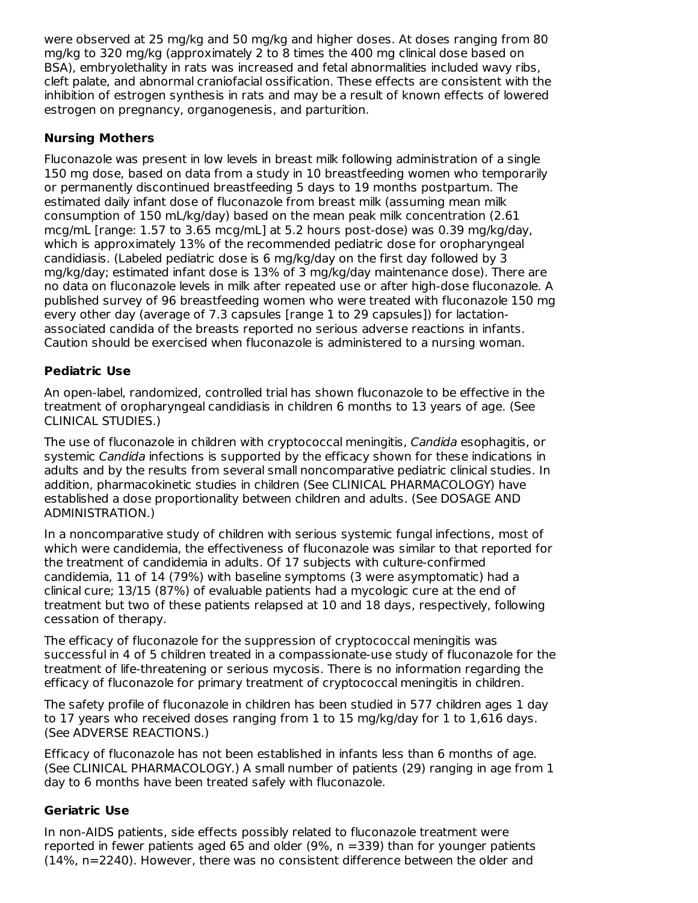were observed at 25 mg/kg and 50 mg/kg and higher doses. At doses ranging from 80 mg/kg to 320 mg/kg (approximately 2 to 8 times the 400 mg clinical dose based on BSA), embryolethality in rats was increased and fetal abnormalities included wavy ribs, cleft palate, and abnormal craniofacial ossification. These effects are consistent with the inhibition of estrogen synthesis in rats and may be a result of known effects of lowered estrogen on pregnancy, organogenesis, and parturition.

### Nursing Mothers

Fluconazole was present in low levels in breast milk following administration of a single 150 mg dose, based on data from a study in 10 breastfeeding women who temporarily or permanently discontinued breastfeeding 5 days to 19 months postpartum. The estimated daily infant dose of fluconazole from breast milk (assuming mean milk consumption of 150 mL/kg/day) based on the mean peak milk concentration (2.61 mcg/mL [range: 1.57 to 3.65 mcg/mL] at 5.2 hours post-dose) was 0.39 mg/kg/day, which is approximately 13% of the recommended pediatric dose for oropharyngeal candidiasis. (Labeled pediatric dose is 6 mg/kg/day on the first day followed by 3 mg/kg/day; estimated infant dose is 13% of 3 mg/kg/day maintenance dose). There are no data on fluconazole levels in milk after repeated use or after high-dose fluconazole. A published survey of 96 breastfeeding women who were treated with fluconazole 150 mg every other day (average of 7.3 capsules [range 1 to 29 capsules]) for lactation-associated candida of the breasts reported no serious adverse reactions in infants. Caution should be exercised when fluconazole is administered to a nursing woman.

### Pediatric Use

An open-label, randomized, controlled trial has shown fluconazole to be effective in the treatment of oropharyngeal candidiasis in children 6 months to 13 years of age. (See CLINICAL STUDIES.)

The use of fluconazole in children with cryptococcal meningitis, *Candida* esophagitis, or systemic *Candida* infections is supported by the efficacy shown for these indications in adults and by the results from several small noncomparative pediatric clinical studies. In addition, pharmacokinetic studies in children (See CLINICAL PHARMACOLOGY) have established a dose proportionality between children and adults. (See DOSAGE AND ADMINISTRATION.)

In a noncomparative study of children with serious systemic fungal infections, most of which were candidemia, the effectiveness of fluconazole was similar to that reported for the treatment of candidemia in adults. Of 17 subjects with culture-confirmed candidemia, 11 of 14 (79%) with baseline symptoms (3 were asymptomatic) had a clinical cure; 13/15 (87%) of evaluable patients had a mycologic cure at the end of treatment but two of these patients relapsed at 10 and 18 days, respectively, following cessation of therapy.

The efficacy of fluconazole for the suppression of cryptococcal meningitis was successful in 4 of 5 children treated in a compassionate-use study of fluconazole for the treatment of life-threatening or serious mycosis. There is no information regarding the efficacy of fluconazole for primary treatment of cryptococcal meningitis in children.

The safety profile of fluconazole in children has been studied in 577 children ages 1 day to 17 years who received doses ranging from 1 to 15 mg/kg/day for 1 to 1,616 days. (See ADVERSE REACTIONS.)

Efficacy of fluconazole has not been established in infants less than 6 months of age. (See CLINICAL PHARMACOLOGY.) A small number of patients (29) ranging in age from 1 day to 6 months have been treated safely with fluconazole.

### Geriatric Use

In non-AIDS patients, side effects possibly related to fluconazole treatment were reported in fewer patients aged 65 and older (9%, n =339) than for younger patients (14%, n=2240). However, there was no consistent difference between the older and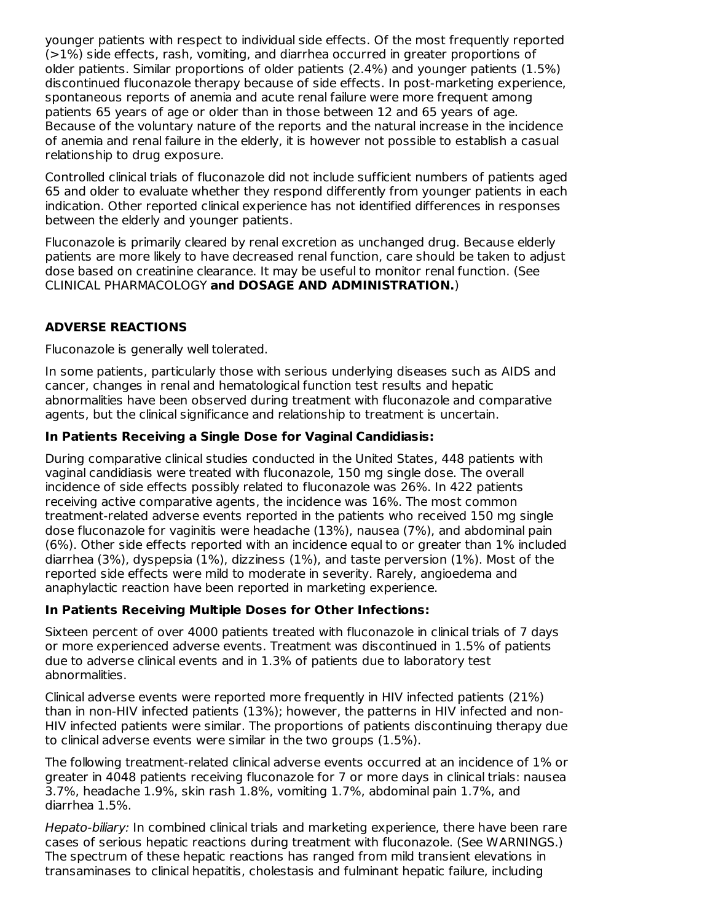younger patients with respect to individual side effects. Of the most frequently reported (>1%) side effects, rash, vomiting, and diarrhea occurred in greater proportions of older patients. Similar proportions of older patients (2.4%) and younger patients (1.5%) discontinued fluconazole therapy because of side effects. In post-marketing experience, spontaneous reports of anemia and acute renal failure were more frequent among patients 65 years of age or older than in those between 12 and 65 years of age. Because of the voluntary nature of the reports and the natural increase in the incidence of anemia and renal failure in the elderly, it is however not possible to establish a casual relationship to drug exposure.

Controlled clinical trials of fluconazole did not include sufficient numbers of patients aged 65 and older to evaluate whether they respond differently from younger patients in each indication. Other reported clinical experience has not identified differences in responses between the elderly and younger patients.

Fluconazole is primarily cleared by renal excretion as unchanged drug. Because elderly patients are more likely to have decreased renal function, care should be taken to adjust dose based on creatinine clearance. It may be useful to monitor renal function. (See CLINICAL PHARMACOLOGY **and DOSAGE AND ADMINISTRATION.**)

## ADVERSE REACTIONS

Fluconazole is generally well tolerated.

In some patients, particularly those with serious underlying diseases such as AIDS and cancer, changes in renal and hematological function test results and hepatic abnormalities have been observed during treatment with fluconazole and comparative agents, but the clinical significance and relationship to treatment is uncertain.

### In Patients Receiving a Single Dose for Vaginal Candidiasis:

During comparative clinical studies conducted in the United States, 448 patients with vaginal candidiasis were treated with fluconazole, 150 mg single dose. The overall incidence of side effects possibly related to fluconazole was 26%. In 422 patients receiving active comparative agents, the incidence was 16%. The most common treatment-related adverse events reported in the patients who received 150 mg single dose fluconazole for vaginitis were headache (13%), nausea (7%), and abdominal pain (6%). Other side effects reported with an incidence equal to or greater than 1% included diarrhea (3%), dyspepsia (1%), dizziness (1%), and taste perversion (1%). Most of the reported side effects were mild to moderate in severity. Rarely, angioedema and anaphylactic reaction have been reported in marketing experience.

### In Patients Receiving Multiple Doses for Other Infections:

Sixteen percent of over 4000 patients treated with fluconazole in clinical trials of 7 days or more experienced adverse events. Treatment was discontinued in 1.5% of patients due to adverse clinical events and in 1.3% of patients due to laboratory test abnormalities.

Clinical adverse events were reported more frequently in HIV infected patients (21%) than in non-HIV infected patients (13%); however, the patterns in HIV infected and non-HIV infected patients were similar. The proportions of patients discontinuing therapy due to clinical adverse events were similar in the two groups (1.5%).

The following treatment-related clinical adverse events occurred at an incidence of 1% or greater in 4048 patients receiving fluconazole for 7 or more days in clinical trials: nausea 3.7%, headache 1.9%, skin rash 1.8%, vomiting 1.7%, abdominal pain 1.7%, and diarrhea 1.5%.

*Hepato-biliary:* In combined clinical trials and marketing experience, there have been rare cases of serious hepatic reactions during treatment with fluconazole. (See WARNINGS.) The spectrum of these hepatic reactions has ranged from mild transient elevations in transaminases to clinical hepatitis, cholestasis and fulminant hepatic failure, including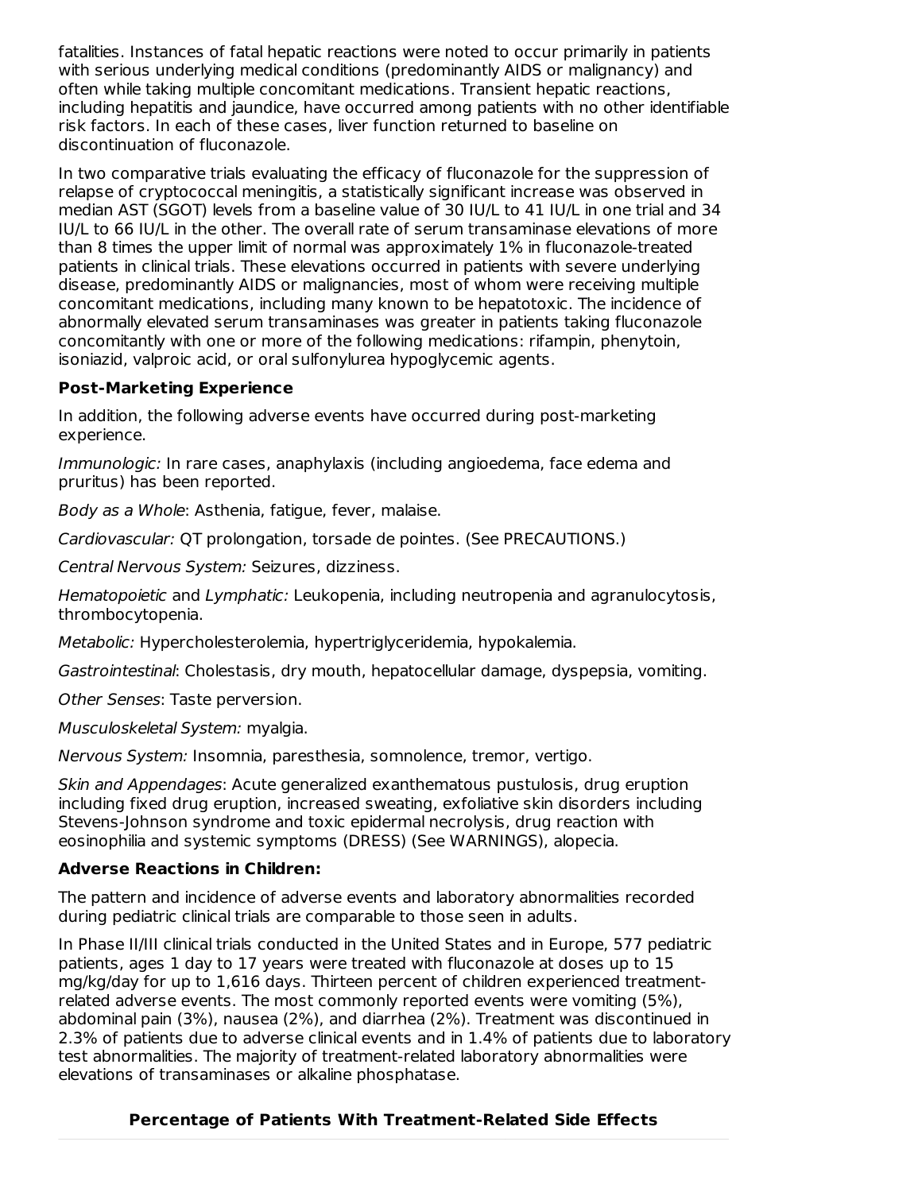fatalities. Instances of fatal hepatic reactions were noted to occur primarily in patients with serious underlying medical conditions (predominantly AIDS or malignancy) and often while taking multiple concomitant medications. Transient hepatic reactions, including hepatitis and jaundice, have occurred among patients with no other identifiable risk factors. In each of these cases, liver function returned to baseline on discontinuation of fluconazole.

In two comparative trials evaluating the efficacy of fluconazole for the suppression of relapse of cryptococcal meningitis, a statistically significant increase was observed in median AST (SGOT) levels from a baseline value of 30 IU/L to 41 IU/L in one trial and 34 IU/L to 66 IU/L in the other. The overall rate of serum transaminase elevations of more than 8 times the upper limit of normal was approximately 1% in fluconazole-treated patients in clinical trials. These elevations occurred in patients with severe underlying disease, predominantly AIDS or malignancies, most of whom were receiving multiple concomitant medications, including many known to be hepatotoxic. The incidence of abnormally elevated serum transaminases was greater in patients taking fluconazole concomitantly with one or more of the following medications: rifampin, phenytoin, isoniazid, valproic acid, or oral sulfonylurea hypoglycemic agents.

**Post-Marketing Experience**

In addition, the following adverse events have occurred during post-marketing experience.

*Immunologic:* In rare cases, anaphylaxis (including angioedema, face edema and pruritus) has been reported.

*Body as a Whole*: Asthenia, fatigue, fever, malaise.

*Cardiovascular:* QT prolongation, torsade de pointes. (See PRECAUTIONS.)

*Central Nervous System:* Seizures, dizziness.

*Hematopoietic* and *Lymphatic:* Leukopenia, including neutropenia and agranulocytosis, thrombocytopenia.

*Metabolic:* Hypercholesterolemia, hypertriglyceridemia, hypokalemia.

*Gastrointestinal*: Cholestasis, dry mouth, hepatocellular damage, dyspepsia, vomiting.

*Other Senses*: Taste perversion.

*Musculoskeletal System:* myalgia.

*Nervous System:* Insomnia, paresthesia, somnolence, tremor, vertigo.

*Skin and Appendages*: Acute generalized exanthematous pustulosis, drug eruption including fixed drug eruption, increased sweating, exfoliative skin disorders including Stevens-Johnson syndrome and toxic epidermal necrolysis, drug reaction with eosinophilia and systemic symptoms (DRESS) (See WARNINGS), alopecia.

**Adverse Reactions in Children:**

The pattern and incidence of adverse events and laboratory abnormalities recorded during pediatric clinical trials are comparable to those seen in adults.

In Phase II/III clinical trials conducted in the United States and in Europe, 577 pediatric patients, ages 1 day to 17 years were treated with fluconazole at doses up to 15 mg/kg/day for up to 1,616 days. Thirteen percent of children experienced treatment-related adverse events. The most commonly reported events were vomiting (5%), abdominal pain (3%), nausea (2%), and diarrhea (2%). Treatment was discontinued in 2.3% of patients due to adverse clinical events and in 1.4% of patients due to laboratory test abnormalities. The majority of treatment-related laboratory abnormalities were elevations of transaminases or alkaline phosphatase.

**Percentage of Patients With Treatment-Related Side Effects**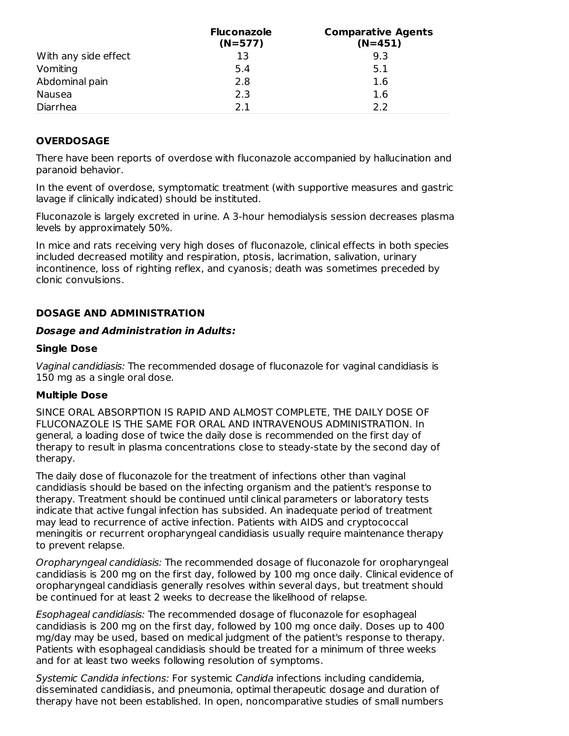| | Fluconazole (N=577) | Comparative Agents (N=451) |
|---|---|---|
| With any side effect | 13 | 9.3 |
| Vomiting | 5.4 | 5.1 |
| Abdominal pain | 2.8 | 1.6 |
| Nausea | 2.3 | 1.6 |
| Diarrhea | 2.1 | 2.2 |

## OVERDOSAGE

There have been reports of overdose with fluconazole accompanied by hallucination and paranoid behavior.

In the event of overdose, symptomatic treatment (with supportive measures and gastric lavage if clinically indicated) should be instituted.

Fluconazole is largely excreted in urine. A 3-hour hemodialysis session decreases plasma levels by approximately 50%.

In mice and rats receiving very high doses of fluconazole, clinical effects in both species included decreased motility and respiration, ptosis, lacrimation, salivation, urinary incontinence, loss of righting reflex, and cyanosis; death was sometimes preceded by clonic convulsions.

## DOSAGE AND ADMINISTRATION

### *Dosage and Administration in Adults:*

### Single Dose

*Vaginal candidiasis:* The recommended dosage of fluconazole for vaginal candidiasis is 150 mg as a single oral dose.

### Multiple Dose

SINCE ORAL ABSORPTION IS RAPID AND ALMOST COMPLETE, THE DAILY DOSE OF FLUCONAZOLE IS THE SAME FOR ORAL AND INTRAVENOUS ADMINISTRATION. In general, a loading dose of twice the daily dose is recommended on the first day of therapy to result in plasma concentrations close to steady-state by the second day of therapy.

The daily dose of fluconazole for the treatment of infections other than vaginal candidiasis should be based on the infecting organism and the patient's response to therapy. Treatment should be continued until clinical parameters or laboratory tests indicate that active fungal infection has subsided. An inadequate period of treatment may lead to recurrence of active infection. Patients with AIDS and cryptococcal meningitis or recurrent oropharyngeal candidiasis usually require maintenance therapy to prevent relapse.

*Oropharyngeal candidiasis:* The recommended dosage of fluconazole for oropharyngeal candidiasis is 200 mg on the first day, followed by 100 mg once daily. Clinical evidence of oropharyngeal candidiasis generally resolves within several days, but treatment should be continued for at least 2 weeks to decrease the likelihood of relapse.

*Esophageal candidiasis:* The recommended dosage of fluconazole for esophageal candidiasis is 200 mg on the first day, followed by 100 mg once daily. Doses up to 400 mg/day may be used, based on medical judgment of the patient's response to therapy. Patients with esophageal candidiasis should be treated for a minimum of three weeks and for at least two weeks following resolution of symptoms.

*Systemic Candida infections:* For systemic *Candida* infections including candidemia, disseminated candidiasis, and pneumonia, optimal therapeutic dosage and duration of therapy have not been established. In open, noncomparative studies of small numbers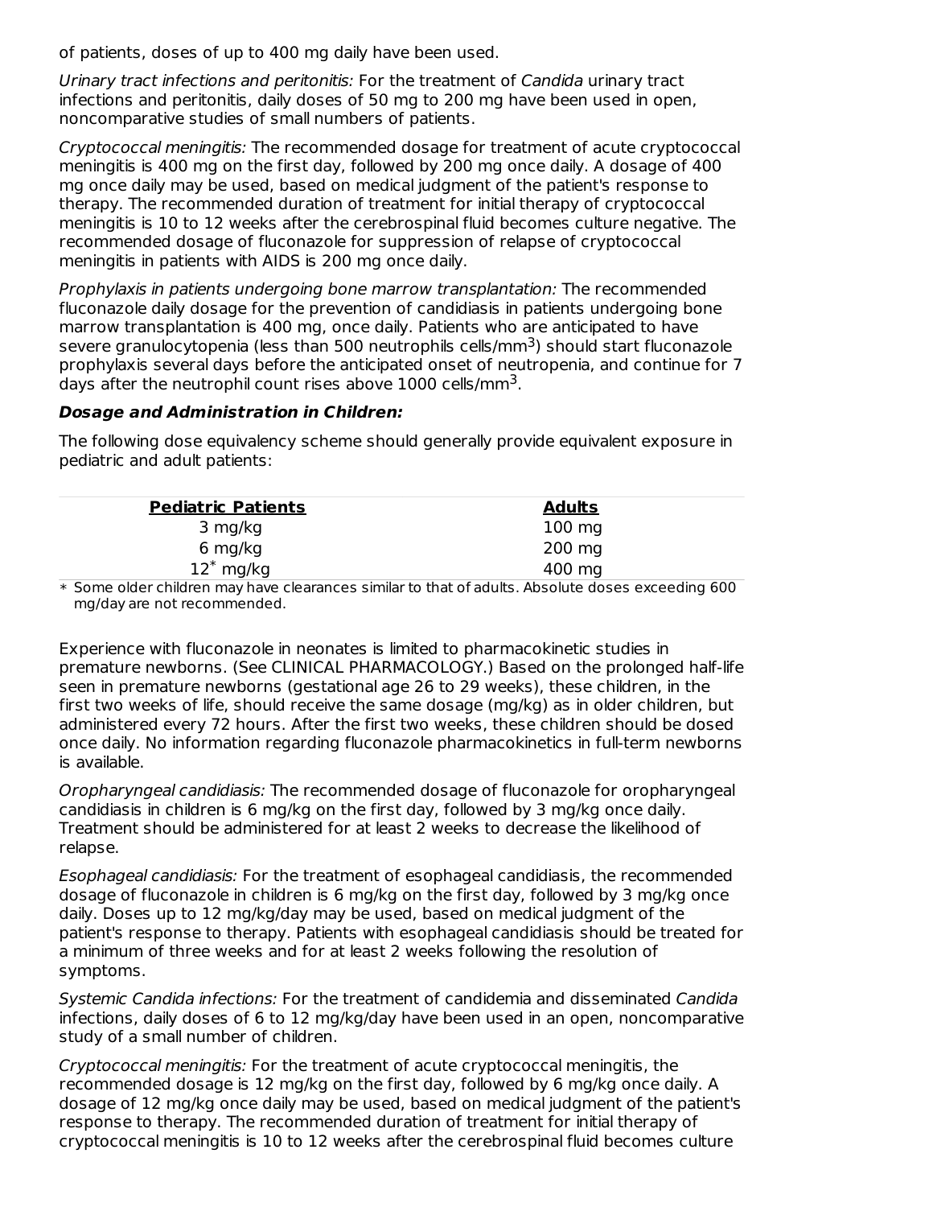of patients, doses of up to 400 mg daily have been used.

*Urinary tract infections and peritonitis:* For the treatment of *Candida* urinary tract infections and peritonitis, daily doses of 50 mg to 200 mg have been used in open, noncomparative studies of small numbers of patients.

*Cryptococcal meningitis:* The recommended dosage for treatment of acute cryptococcal meningitis is 400 mg on the first day, followed by 200 mg once daily. A dosage of 400 mg once daily may be used, based on medical judgment of the patient's response to therapy. The recommended duration of treatment for initial therapy of cryptococcal meningitis is 10 to 12 weeks after the cerebrospinal fluid becomes culture negative. The recommended dosage of fluconazole for suppression of relapse of cryptococcal meningitis in patients with AIDS is 200 mg once daily.

*Prophylaxis in patients undergoing bone marrow transplantation:* The recommended fluconazole daily dosage for the prevention of candidiasis in patients undergoing bone marrow transplantation is 400 mg, once daily. Patients who are anticipated to have severe granulocytopenia (less than 500 neutrophils cells/mm$^3$) should start fluconazole prophylaxis several days before the anticipated onset of neutropenia, and continue for 7 days after the neutrophil count rises above 1000 cells/mm$^3$.

### *Dosage and Administration in Children:*

The following dose equivalency scheme should generally provide equivalent exposure in pediatric and adult patients:

| Pediatric Patients | Adults |
|---|---|
| 3 mg/kg | 100 mg |
| 6 mg/kg | 200 mg |
| 12* mg/kg | 400 mg |

* Some older children may have clearances similar to that of adults. Absolute doses exceeding 600 mg/day are not recommended.

Experience with fluconazole in neonates is limited to pharmacokinetic studies in premature newborns. (See CLINICAL PHARMACOLOGY.) Based on the prolonged half-life seen in premature newborns (gestational age 26 to 29 weeks), these children, in the first two weeks of life, should receive the same dosage (mg/kg) as in older children, but administered every 72 hours. After the first two weeks, these children should be dosed once daily. No information regarding fluconazole pharmacokinetics in full-term newborns is available.

*Oropharyngeal candidiasis:* The recommended dosage of fluconazole for oropharyngeal candidiasis in children is 6 mg/kg on the first day, followed by 3 mg/kg once daily. Treatment should be administered for at least 2 weeks to decrease the likelihood of relapse.

*Esophageal candidiasis:* For the treatment of esophageal candidiasis, the recommended dosage of fluconazole in children is 6 mg/kg on the first day, followed by 3 mg/kg once daily. Doses up to 12 mg/kg/day may be used, based on medical judgment of the patient's response to therapy. Patients with esophageal candidiasis should be treated for a minimum of three weeks and for at least 2 weeks following the resolution of symptoms.

*Systemic Candida infections:* For the treatment of candidemia and disseminated *Candida* infections, daily doses of 6 to 12 mg/kg/day have been used in an open, noncomparative study of a small number of children.

*Cryptococcal meningitis:* For the treatment of acute cryptococcal meningitis, the recommended dosage is 12 mg/kg on the first day, followed by 6 mg/kg once daily. A dosage of 12 mg/kg once daily may be used, based on medical judgment of the patient's response to therapy. The recommended duration of treatment for initial therapy of cryptococcal meningitis is 10 to 12 weeks after the cerebrospinal fluid becomes culture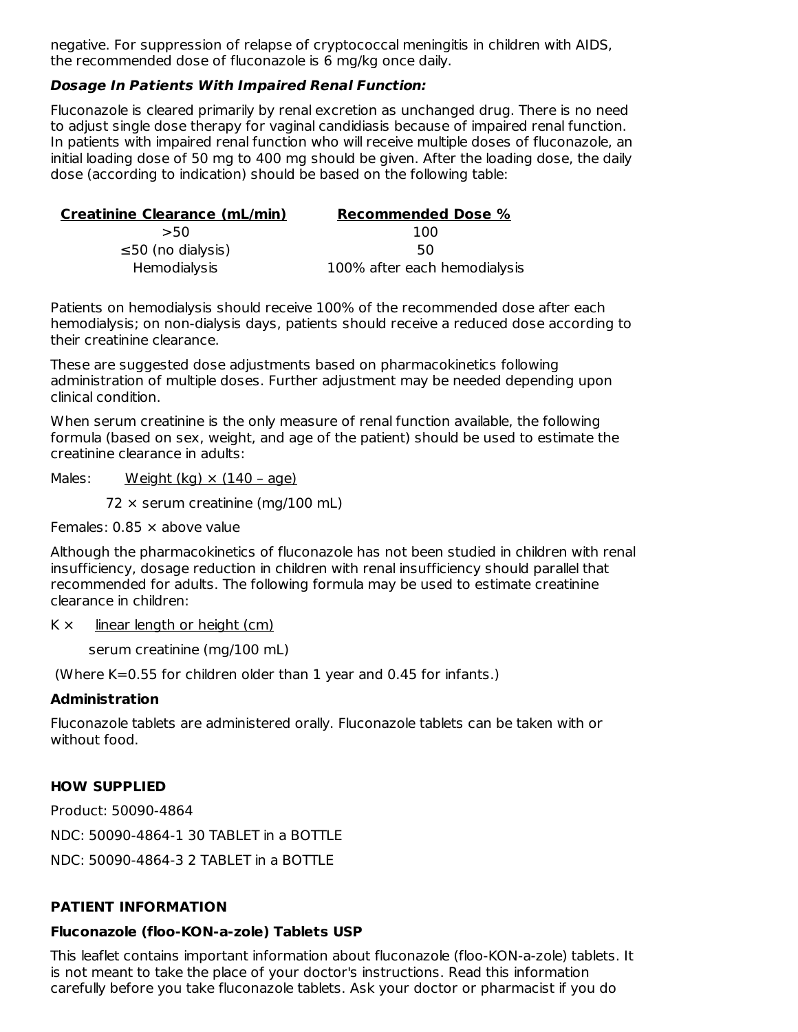negative. For suppression of relapse of cryptococcal meningitis in children with AIDS, the recommended dose of fluconazole is 6 mg/kg once daily.

***Dosage In Patients With Impaired Renal Function:***

Fluconazole is cleared primarily by renal excretion as unchanged drug. There is no need to adjust single dose therapy for vaginal candidiasis because of impaired renal function. In patients with impaired renal function who will receive multiple doses of fluconazole, an initial loading dose of 50 mg to 400 mg should be given. After the loading dose, the daily dose (according to indication) should be based on the following table:

| Creatinine Clearance (mL/min) | Recommended Dose % |
|---|---|
| >50 | 100 |
| ≤50 (no dialysis) | 50 |
| Hemodialysis | 100% after each hemodialysis |

Patients on hemodialysis should receive 100% of the recommended dose after each hemodialysis; on non-dialysis days, patients should receive a reduced dose according to their creatinine clearance.

These are suggested dose adjustments based on pharmacokinetics following administration of multiple doses. Further adjustment may be needed depending upon clinical condition.

When serum creatinine is the only measure of renal function available, the following formula (based on sex, weight, and age of the patient) should be used to estimate the creatinine clearance in adults:

Males: $\dfrac{\text{Weight (kg)} \times (140 - \text{age})}{72 \times \text{serum creatinine (mg/100 mL)}}$

Females: 0.85 × above value

Although the pharmacokinetics of fluconazole has not been studied in children with renal insufficiency, dosage reduction in children with renal insufficiency should parallel that recommended for adults. The following formula may be used to estimate creatinine clearance in children:

$K \times \dfrac{\text{linear length or height (cm)}}{\text{serum creatinine (mg/100 mL)}}$

(Where K=0.55 for children older than 1 year and 0.45 for infants.)

**Administration**

Fluconazole tablets are administered orally. Fluconazole tablets can be taken with or without food.

**HOW SUPPLIED**

Product: 50090-4864

NDC: 50090-4864-1 30 TABLET in a BOTTLE

NDC: 50090-4864-3 2 TABLET in a BOTTLE

**PATIENT INFORMATION**

**Fluconazole (floo-KON-a-zole) Tablets USP**

This leaflet contains important information about fluconazole (floo-KON-a-zole) tablets. It is not meant to take the place of your doctor's instructions. Read this information carefully before you take fluconazole tablets. Ask your doctor or pharmacist if you do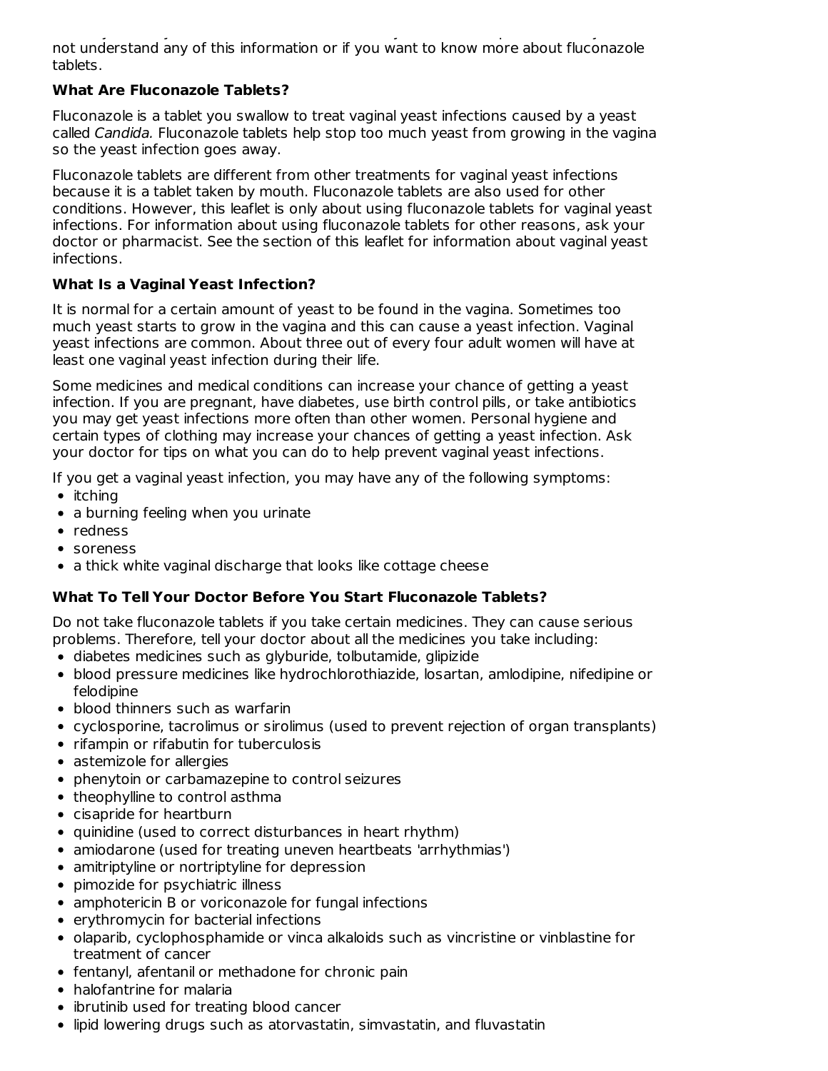not understand any of this information or if you want to know more about fluconazole tablets.

**What Are Fluconazole Tablets?**

Fluconazole is a tablet you swallow to treat vaginal yeast infections caused by a yeast called *Candida.* Fluconazole tablets help stop too much yeast from growing in the vagina so the yeast infection goes away.

Fluconazole tablets are different from other treatments for vaginal yeast infections because it is a tablet taken by mouth. Fluconazole tablets are also used for other conditions. However, this leaflet is only about using fluconazole tablets for vaginal yeast infections. For information about using fluconazole tablets for other reasons, ask your doctor or pharmacist. See the section of this leaflet for information about vaginal yeast infections.

**What Is a Vaginal Yeast Infection?**

It is normal for a certain amount of yeast to be found in the vagina. Sometimes too much yeast starts to grow in the vagina and this can cause a yeast infection. Vaginal yeast infections are common. About three out of every four adult women will have at least one vaginal yeast infection during their life.

Some medicines and medical conditions can increase your chance of getting a yeast infection. If you are pregnant, have diabetes, use birth control pills, or take antibiotics you may get yeast infections more often than other women. Personal hygiene and certain types of clothing may increase your chances of getting a yeast infection. Ask your doctor for tips on what you can do to help prevent vaginal yeast infections.

If you get a vaginal yeast infection, you may have any of the following symptoms:

- itching
- a burning feeling when you urinate
- redness
- soreness
- a thick white vaginal discharge that looks like cottage cheese

**What To Tell Your Doctor Before You Start Fluconazole Tablets?**

Do not take fluconazole tablets if you take certain medicines. They can cause serious problems. Therefore, tell your doctor about all the medicines you take including:

- diabetes medicines such as glyburide, tolbutamide, glipizide
- blood pressure medicines like hydrochlorothiazide, losartan, amlodipine, nifedipine or felodipine
- blood thinners such as warfarin
- cyclosporine, tacrolimus or sirolimus (used to prevent rejection of organ transplants)
- rifampin or rifabutin for tuberculosis
- astemizole for allergies
- phenytoin or carbamazepine to control seizures
- theophylline to control asthma
- cisapride for heartburn
- quinidine (used to correct disturbances in heart rhythm)
- amiodarone (used for treating uneven heartbeats 'arrhythmias')
- amitriptyline or nortriptyline for depression
- pimozide for psychiatric illness
- amphotericin B or voriconazole for fungal infections
- erythromycin for bacterial infections
- olaparib, cyclophosphamide or vinca alkaloids such as vincristine or vinblastine for treatment of cancer
- fentanyl, afentanil or methadone for chronic pain
- halofantrine for malaria
- ibrutinib used for treating blood cancer
- lipid lowering drugs such as atorvastatin, simvastatin, and fluvastatin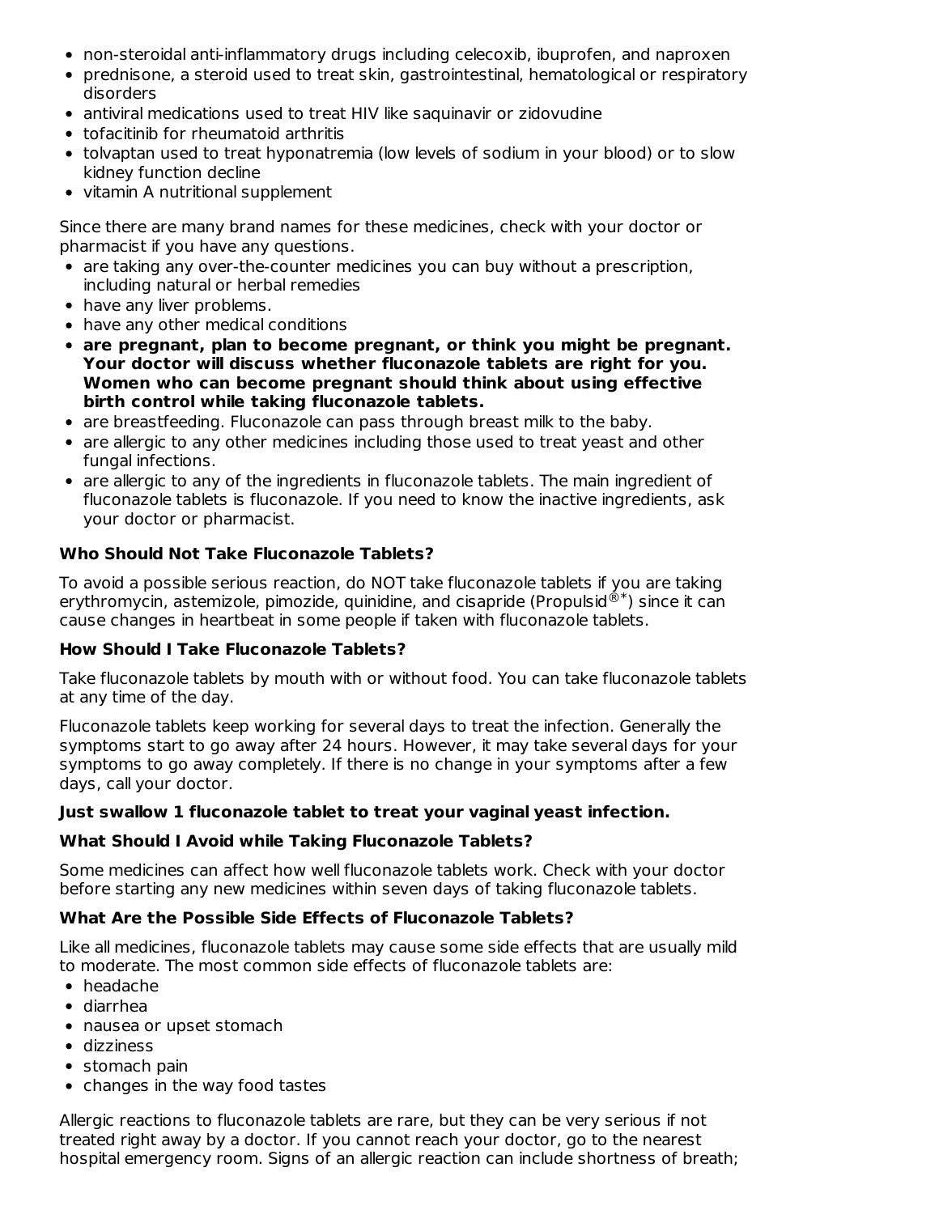- non-steroidal anti-inflammatory drugs including celecoxib, ibuprofen, and naproxen
- prednisone, a steroid used to treat skin, gastrointestinal, hematological or respiratory disorders
- antiviral medications used to treat HIV like saquinavir or zidovudine
- tofacitinib for rheumatoid arthritis
- tolvaptan used to treat hyponatremia (low levels of sodium in your blood) or to slow kidney function decline
- vitamin A nutritional supplement

Since there are many brand names for these medicines, check with your doctor or pharmacist if you have any questions.

- are taking any over-the-counter medicines you can buy without a prescription, including natural or herbal remedies
- have any liver problems.
- have any other medical conditions
- **are pregnant, plan to become pregnant, or think you might be pregnant. Your doctor will discuss whether fluconazole tablets are right for you. Women who can become pregnant should think about using effective birth control while taking fluconazole tablets.**
- are breastfeeding. Fluconazole can pass through breast milk to the baby.
- are allergic to any other medicines including those used to treat yeast and other fungal infections.
- are allergic to any of the ingredients in fluconazole tablets. The main ingredient of fluconazole tablets is fluconazole. If you need to know the inactive ingredients, ask your doctor or pharmacist.

**Who Should Not Take Fluconazole Tablets?**

To avoid a possible serious reaction, do NOT take fluconazole tablets if you are taking erythromycin, astemizole, pimozide, quinidine, and cisapride (Propulsid®*) since it can cause changes in heartbeat in some people if taken with fluconazole tablets.

**How Should I Take Fluconazole Tablets?**

Take fluconazole tablets by mouth with or without food. You can take fluconazole tablets at any time of the day.

Fluconazole tablets keep working for several days to treat the infection. Generally the symptoms start to go away after 24 hours. However, it may take several days for your symptoms to go away completely. If there is no change in your symptoms after a few days, call your doctor.

**Just swallow 1 fluconazole tablet to treat your vaginal yeast infection.**

**What Should I Avoid while Taking Fluconazole Tablets?**

Some medicines can affect how well fluconazole tablets work. Check with your doctor before starting any new medicines within seven days of taking fluconazole tablets.

**What Are the Possible Side Effects of Fluconazole Tablets?**

Like all medicines, fluconazole tablets may cause some side effects that are usually mild to moderate. The most common side effects of fluconazole tablets are:

- headache
- diarrhea
- nausea or upset stomach
- dizziness
- stomach pain
- changes in the way food tastes

Allergic reactions to fluconazole tablets are rare, but they can be very serious if not treated right away by a doctor. If you cannot reach your doctor, go to the nearest hospital emergency room. Signs of an allergic reaction can include shortness of breath;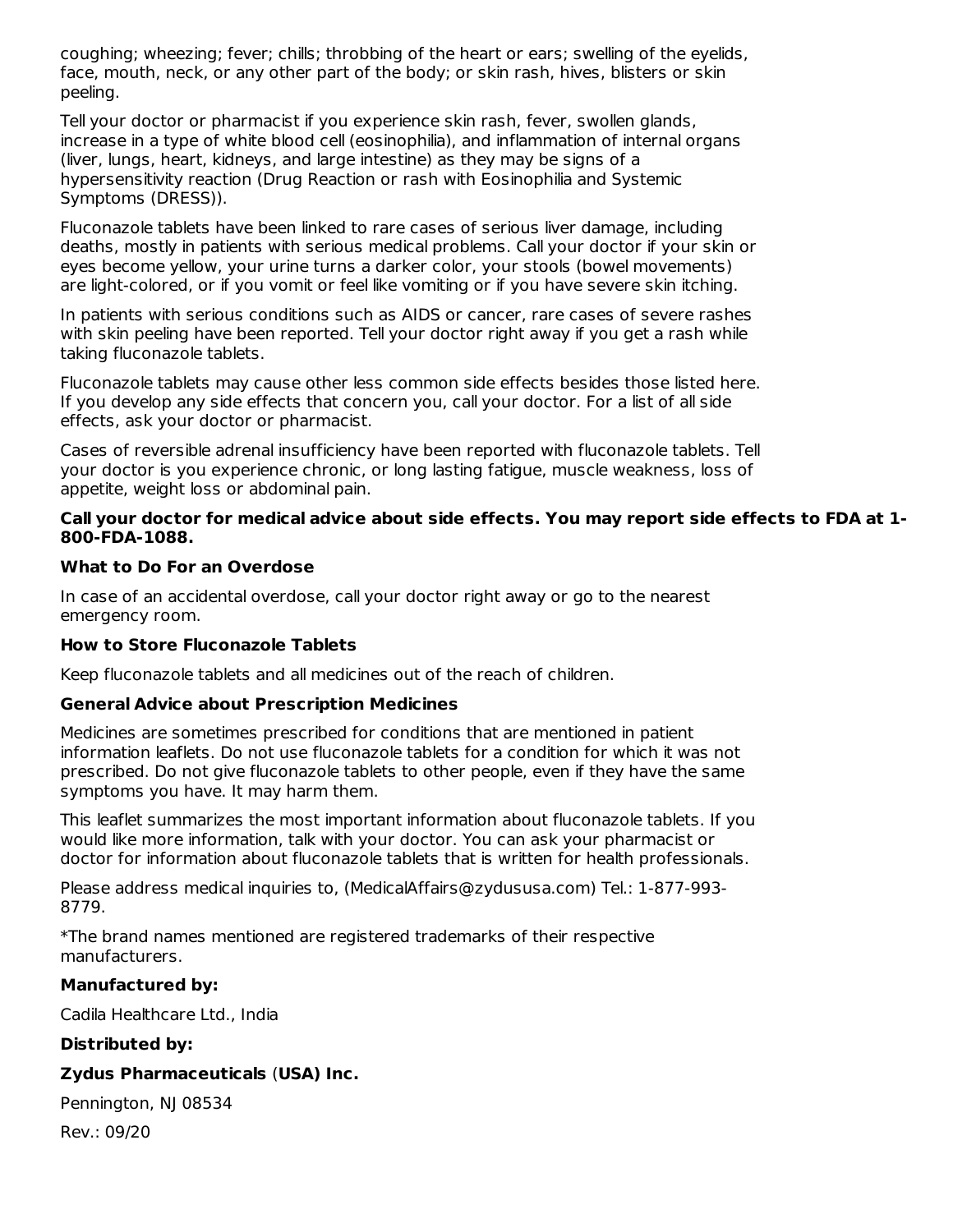coughing; wheezing; fever; chills; throbbing of the heart or ears; swelling of the eyelids, face, mouth, neck, or any other part of the body; or skin rash, hives, blisters or skin peeling.

Tell your doctor or pharmacist if you experience skin rash, fever, swollen glands, increase in a type of white blood cell (eosinophilia), and inflammation of internal organs (liver, lungs, heart, kidneys, and large intestine) as they may be signs of a hypersensitivity reaction (Drug Reaction or rash with Eosinophilia and Systemic Symptoms (DRESS)).

Fluconazole tablets have been linked to rare cases of serious liver damage, including deaths, mostly in patients with serious medical problems. Call your doctor if your skin or eyes become yellow, your urine turns a darker color, your stools (bowel movements) are light-colored, or if you vomit or feel like vomiting or if you have severe skin itching.

In patients with serious conditions such as AIDS or cancer, rare cases of severe rashes with skin peeling have been reported. Tell your doctor right away if you get a rash while taking fluconazole tablets.

Fluconazole tablets may cause other less common side effects besides those listed here. If you develop any side effects that concern you, call your doctor. For a list of all side effects, ask your doctor or pharmacist.

Cases of reversible adrenal insufficiency have been reported with fluconazole tablets. Tell your doctor is you experience chronic, or long lasting fatigue, muscle weakness, loss of appetite, weight loss or abdominal pain.

**Call your doctor for medical advice about side effects. You may report side effects to FDA at 1-800-FDA-1088.**

**What to Do For an Overdose**

In case of an accidental overdose, call your doctor right away or go to the nearest emergency room.

**How to Store Fluconazole Tablets**

Keep fluconazole tablets and all medicines out of the reach of children.

**General Advice about Prescription Medicines**

Medicines are sometimes prescribed for conditions that are mentioned in patient information leaflets. Do not use fluconazole tablets for a condition for which it was not prescribed. Do not give fluconazole tablets to other people, even if they have the same symptoms you have. It may harm them.

This leaflet summarizes the most important information about fluconazole tablets. If you would like more information, talk with your doctor. You can ask your pharmacist or doctor for information about fluconazole tablets that is written for health professionals.

Please address medical inquiries to, (MedicalAffairs@zydususa.com) Tel.: 1-877-993-8779.

*The brand names mentioned are registered trademarks of their respective manufacturers.

**Manufactured by:**

Cadila Healthcare Ltd., India

**Distributed by:**

**Zydus Pharmaceuticals (USA) Inc.**

Pennington, NJ 08534

Rev.: 09/20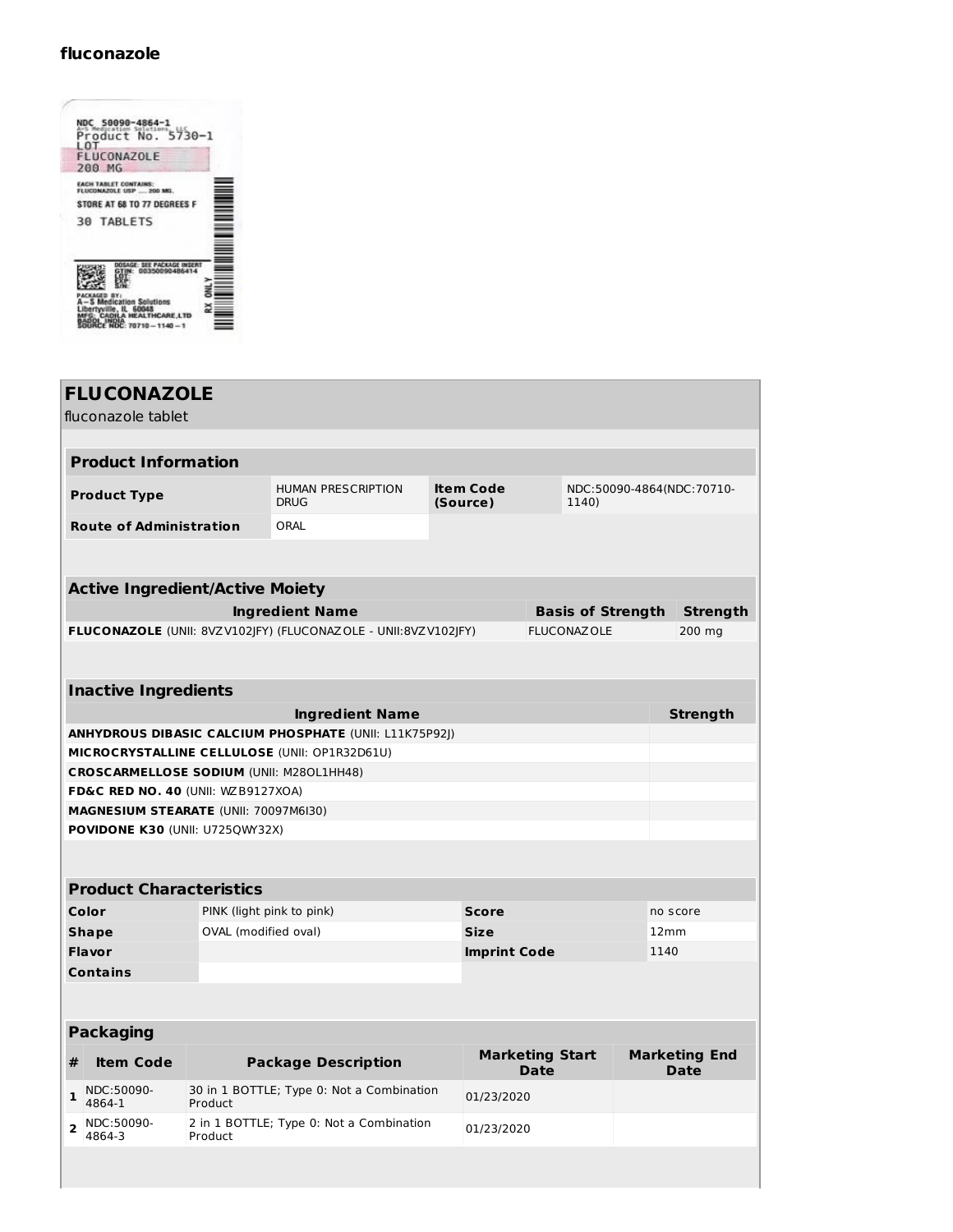**fluconazole**

NDC 50090-4864-1
A-S Medication Solutions, LLC
Product No. 5730-1
LOT
FLUCONAZOLE
200 MG

EACH TABLET CONTAINS:
FLUCONAZOLE USP ..... 200 MG.

STORE AT 68 TO 77 DEGREES F

30 TABLETS

DOSAGE: SEE PACKAGE INSERT
GTIN: 00350090486414
LOT:
EXP:
S/N:

PACKAGED BY:
A-S Medication Solutions
Libertyville, IL 60048
MFG: CADILA HEALTHCARE,LTD
BADDI, INDIA
SOURCE NDC: 70710-1140-1

RX ONLY

# FLUCONAZOLE

fluconazole tablet

| Product Information | | | |
|---|---|---|---|
| **Product Type** | HUMAN PRESCRIPTION DRUG | **Item Code (Source)** | NDC:50090-4864(NDC:70710-1140) |
| **Route of Administration** | ORAL | | |

| Active Ingredient/Active Moiety | | |
|---|---|---|
| **Ingredient Name** | **Basis of Strength** | **Strength** |
| **FLUCONAZOLE** (UNII: 8VZV102JFY) (FLUCONAZOLE - UNII:8VZV102JFY) | FLUCONAZOLE | 200 mg |

| Inactive Ingredients | |
|---|---|
| **Ingredient Name** | **Strength** |
| **ANHYDROUS DIBASIC CALCIUM PHOSPHATE** (UNII: L11K75P92J) | |
| **MICROCRYSTALLINE CELLULOSE** (UNII: OP1R32D61U) | |
| **CROSCARMELLOSE SODIUM** (UNII: M28OL1HH48) | |
| **FD&C RED NO. 40** (UNII: WZB9127XOA) | |
| **MAGNESIUM STEARATE** (UNII: 70097M6I30) | |
| **POVIDONE K30** (UNII: U725QWY32X) | |

| Product Characteristics | | | |
|---|---|---|---|
| **Color** | PINK (light pink to pink) | **Score** | no score |
| **Shape** | OVAL (modified oval) | **Size** | 12mm |
| **Flavor** | | **Imprint Code** | 1140 |
| **Contains** | | | |

| Packaging | | | | |
|---|---|---|---|---|
| **#** | **Item Code** | **Package Description** | **Marketing Start Date** | **Marketing End Date** |
| **1** | NDC:50090-4864-1 | 30 in 1 BOTTLE; Type 0: Not a Combination Product | 01/23/2020 | |
| **2** | NDC:50090-4864-3 | 2 in 1 BOTTLE; Type 0: Not a Combination Product | 01/23/2020 | |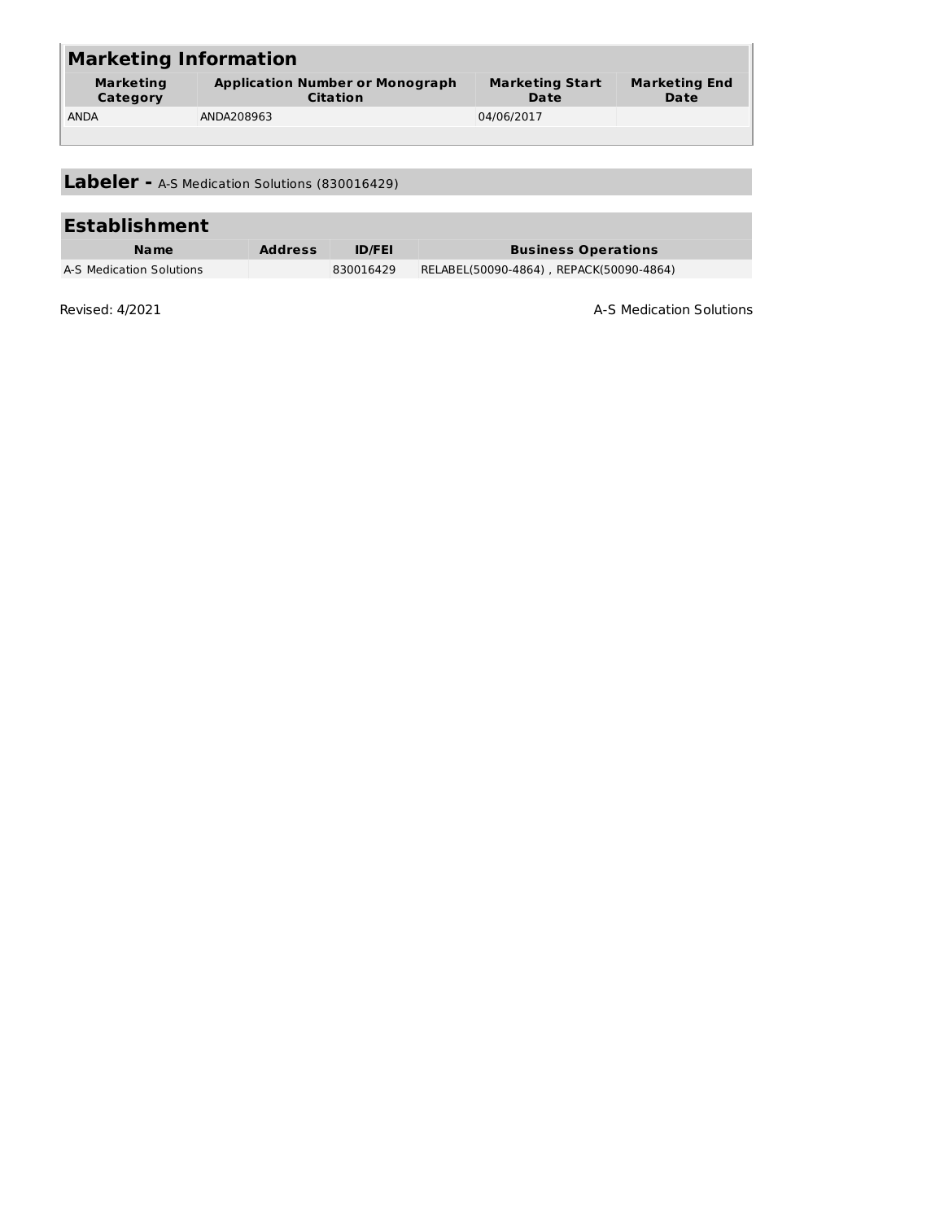## Marketing Information

| Marketing Category | Application Number or Monograph Citation | Marketing Start Date | Marketing End Date |
| --- | --- | --- | --- |
| ANDA | ANDA208963 | 04/06/2017 | |

## Labeler - A-S Medication Solutions (830016429)

## Establishment

| Name | Address | ID/FEI | Business Operations |
| --- | --- | --- | --- |
| A-S Medication Solutions | | 830016429 | RELABEL(50090-4864) , REPACK(50090-4864) |

Revised: 4/2021

A-S Medication Solutions